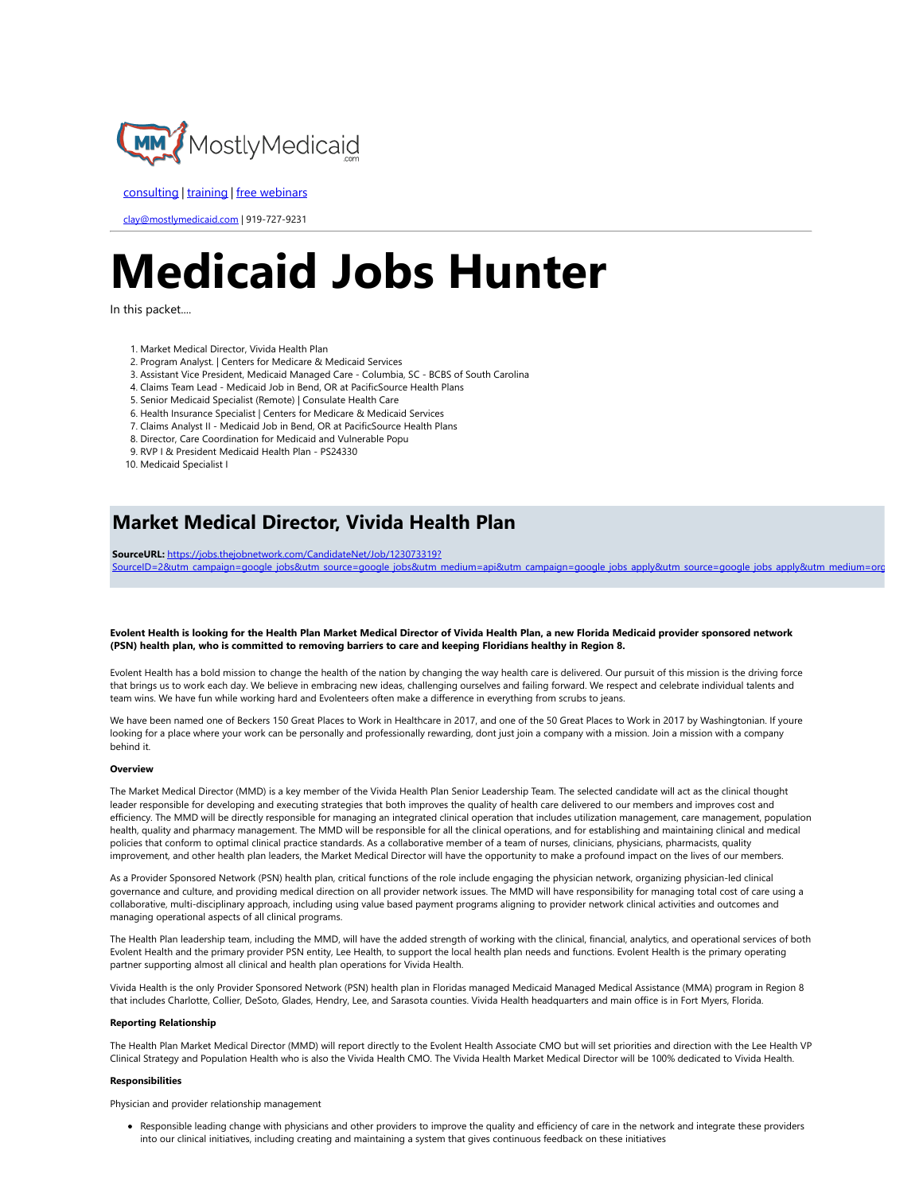MostlyMedicaid.com

[consulting](#) | [training](#) | [free webinars](#)

clay@mostlymedicaid.com | 919-727-9231

# Medicaid Jobs Hunter

In this packet....

1. Market Medical Director, Vivida Health Plan
2. Program Analyst. | Centers for Medicare & Medicaid Services
3. Assistant Vice President, Medicaid Managed Care - Columbia, SC - BCBS of South Carolina
4. Claims Team Lead - Medicaid Job in Bend, OR at PacificSource Health Plans
5. Senior Medicaid Specialist (Remote) | Consulate Health Care
6. Health Insurance Specialist | Centers for Medicare & Medicaid Services
7. Claims Analyst II - Medicaid Job in Bend, OR at PacificSource Health Plans
8. Director, Care Coordination for Medicaid and Vulnerable Popu
9. RVP I & President Medicaid Health Plan - PS24330
10. Medicaid Specialist I

## Market Medical Director, Vivida Health Plan

**SourceURL:** https://jobs.thejobnetwork.com/CandidateNet/Job/123073319?SourceID=2&utm_campaign=google_jobs&utm_source=google_jobs&utm_medium=api&utm_campaign=google_jobs_apply&utm_source=google_jobs_apply&utm_medium=org

**Evolent Health is looking for the Health Plan Market Medical Director of Vivida Health Plan, a new Florida Medicaid provider sponsored network (PSN) health plan, who is committed to removing barriers to care and keeping Floridians healthy in Region 8.**

Evolent Health has a bold mission to change the health of the nation by changing the way health care is delivered. Our pursuit of this mission is the driving force that brings us to work each day. We believe in embracing new ideas, challenging ourselves and failing forward. We respect and celebrate individual talents and team wins. We have fun while working hard and Evolenteers often make a difference in everything from scrubs to jeans.

We have been named one of Beckers 150 Great Places to Work in Healthcare in 2017, and one of the 50 Great Places to Work in 2017 by Washingtonian. If youre looking for a place where your work can be personally and professionally rewarding, dont just join a company with a mission. Join a mission with a company behind it.

**Overview**

The Market Medical Director (MMD) is a key member of the Vivida Health Plan Senior Leadership Team. The selected candidate will act as the clinical thought leader responsible for developing and executing strategies that both improves the quality of health care delivered to our members and improves cost and efficiency. The MMD will be directly responsible for managing an integrated clinical operation that includes utilization management, care management, population health, quality and pharmacy management. The MMD will be responsible for all the clinical operations, and for establishing and maintaining clinical and medical policies that conform to optimal clinical practice standards. As a collaborative member of a team of nurses, clinicians, physicians, pharmacists, quality improvement, and other health plan leaders, the Market Medical Director will have the opportunity to make a profound impact on the lives of our members.

As a Provider Sponsored Network (PSN) health plan, critical functions of the role include engaging the physician network, organizing physician-led clinical governance and culture, and providing medical direction on all provider network issues. The MMD will have responsibility for managing total cost of care using a collaborative, multi-disciplinary approach, including using value based payment programs aligning to provider network clinical activities and outcomes and managing operational aspects of all clinical programs.

The Health Plan leadership team, including the MMD, will have the added strength of working with the clinical, financial, analytics, and operational services of both Evolent Health and the primary provider PSN entity, Lee Health, to support the local health plan needs and functions. Evolent Health is the primary operating partner supporting almost all clinical and health plan operations for Vivida Health.

Vivida Health is the only Provider Sponsored Network (PSN) health plan in Floridas managed Medicaid Managed Medical Assistance (MMA) program in Region 8 that includes Charlotte, Collier, DeSoto, Glades, Hendry, Lee, and Sarasota counties. Vivida Health headquarters and main office is in Fort Myers, Florida.

**Reporting Relationship**

The Health Plan Market Medical Director (MMD) will report directly to the Evolent Health Associate CMO but will set priorities and direction with the Lee Health VP Clinical Strategy and Population Health who is also the Vivida Health CMO. The Vivida Health Market Medical Director will be 100% dedicated to Vivida Health.

**Responsibilities**

Physician and provider relationship management

- Responsible leading change with physicians and other providers to improve the quality and efficiency of care in the network and integrate these providers into our clinical initiatives, including creating and maintaining a system that gives continuous feedback on these initiatives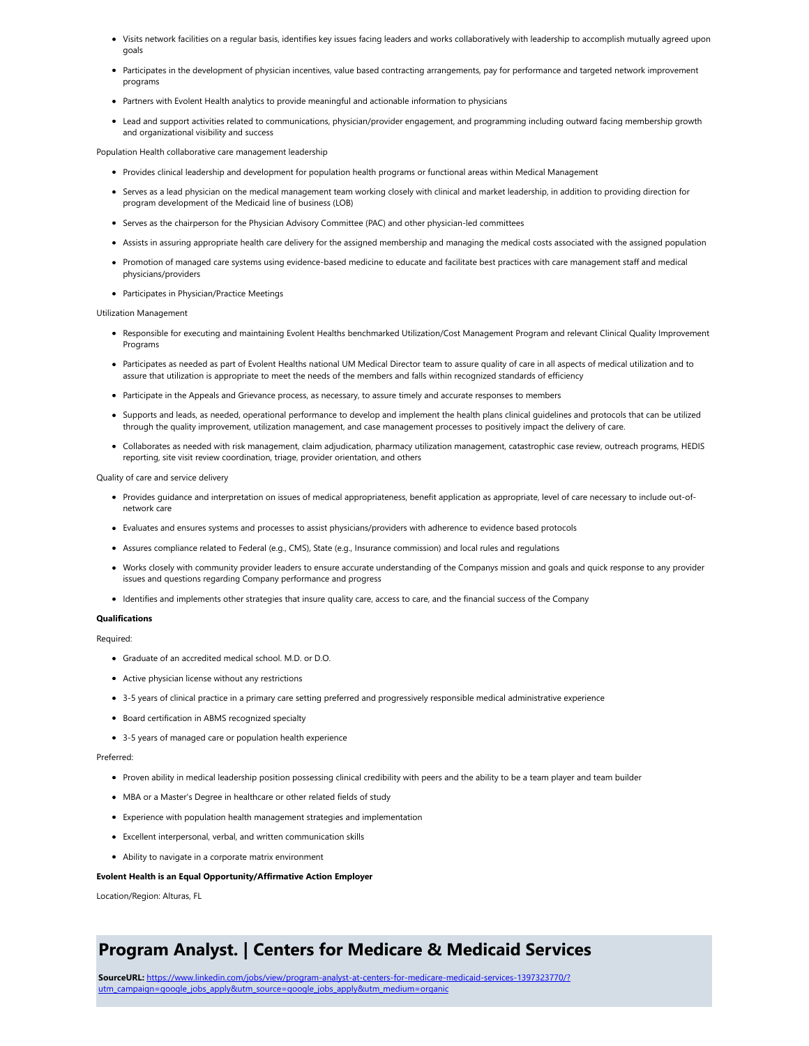- Visits network facilities on a regular basis, identifies key issues facing leaders and works collaboratively with leadership to accomplish mutually agreed upon goals
- Participates in the development of physician incentives, value based contracting arrangements, pay for performance and targeted network improvement programs
- Partners with Evolent Health analytics to provide meaningful and actionable information to physicians
- Lead and support activities related to communications, physician/provider engagement, and programming including outward facing membership growth and organizational visibility and success

Population Health collaborative care management leadership

- Provides clinical leadership and development for population health programs or functional areas within Medical Management
- Serves as a lead physician on the medical management team working closely with clinical and market leadership, in addition to providing direction for program development of the Medicaid line of business (LOB)
- Serves as the chairperson for the Physician Advisory Committee (PAC) and other physician-led committees
- Assists in assuring appropriate health care delivery for the assigned membership and managing the medical costs associated with the assigned population
- Promotion of managed care systems using evidence-based medicine to educate and facilitate best practices with care management staff and medical physicians/providers
- Participates in Physician/Practice Meetings

Utilization Management

- Responsible for executing and maintaining Evolent Healths benchmarked Utilization/Cost Management Program and relevant Clinical Quality Improvement Programs
- Participates as needed as part of Evolent Healths national UM Medical Director team to assure quality of care in all aspects of medical utilization and to assure that utilization is appropriate to meet the needs of the members and falls within recognized standards of efficiency
- Participate in the Appeals and Grievance process, as necessary, to assure timely and accurate responses to members
- Supports and leads, as needed, operational performance to develop and implement the health plans clinical guidelines and protocols that can be utilized through the quality improvement, utilization management, and case management processes to positively impact the delivery of care.
- Collaborates as needed with risk management, claim adjudication, pharmacy utilization management, catastrophic case review, outreach programs, HEDIS reporting, site visit review coordination, triage, provider orientation, and others

Quality of care and service delivery

- Provides guidance and interpretation on issues of medical appropriateness, benefit application as appropriate, level of care necessary to include out-of-network care
- Evaluates and ensures systems and processes to assist physicians/providers with adherence to evidence based protocols
- Assures compliance related to Federal (e.g., CMS), State (e.g., Insurance commission) and local rules and regulations
- Works closely with community provider leaders to ensure accurate understanding of the Companys mission and goals and quick response to any provider issues and questions regarding Company performance and progress
- Identifies and implements other strategies that insure quality care, access to care, and the financial success of the Company

**Qualifications**

Required:

- Graduate of an accredited medical school. M.D. or D.O.
- Active physician license without any restrictions
- 3-5 years of clinical practice in a primary care setting preferred and progressively responsible medical administrative experience
- Board certification in ABMS recognized specialty
- 3-5 years of managed care or population health experience

Preferred:

- Proven ability in medical leadership position possessing clinical credibility with peers and the ability to be a team player and team builder
- MBA or a Master's Degree in healthcare or other related fields of study
- Experience with population health management strategies and implementation
- Excellent interpersonal, verbal, and written communication skills
- Ability to navigate in a corporate matrix environment

**Evolent Health is an Equal Opportunity/Affirmative Action Employer**

Location/Region: Alturas, FL

## Program Analyst. | Centers for Medicare & Medicaid Services

**SourceURL:** https://www.linkedin.com/jobs/view/program-analyst-at-centers-for-medicare-medicaid-services-1397323770/?utm_campaign=google_jobs_apply&utm_source=google_jobs_apply&utm_medium=organic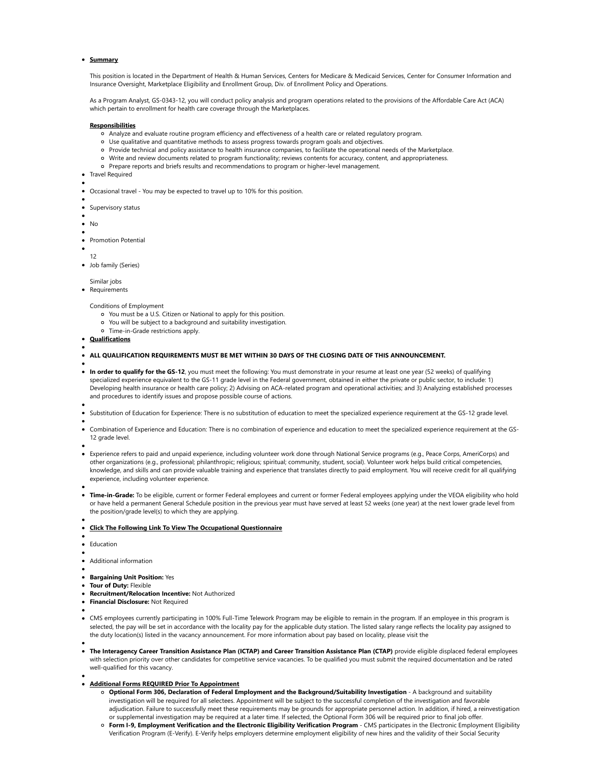- **Summary**

  This position is located in the Department of Health & Human Services, Centers for Medicare & Medicaid Services, Center for Consumer Information and Insurance Oversight, Marketplace Eligibility and Enrollment Group, Div. of Enrollment Policy and Operations.

  As a Program Analyst, GS-0343-12, you will conduct policy analysis and program operations related to the provisions of the Affordable Care Act (ACA) which pertain to enrollment for health care coverage through the Marketplaces.

  **Responsibilities**
  - Analyze and evaluate routine program efficiency and effectiveness of a health care or related regulatory program.
  - Use qualitative and quantitative methods to assess progress towards program goals and objectives.
  - Provide technical and policy assistance to health insurance companies, to facilitate the operational needs of the Marketplace.
  - Write and review documents related to program functionality; reviews contents for accuracy, content, and appropriateness.
  - Prepare reports and briefs results and recommendations to program or higher-level management.
- Travel Required
- Occasional travel - You may be expected to travel up to 10% for this position.
- Supervisory status
- No
- Promotion Potential

  12
- Job family (Series)

  Similar jobs
- Requirements

  Conditions of Employment
  - You must be a U.S. Citizen or National to apply for this position.
  - You will be subject to a background and suitability investigation.
  - Time-in-Grade restrictions apply.
- **Qualifications**
- **ALL QUALIFICATION REQUIREMENTS MUST BE MET WITHIN 30 DAYS OF THE CLOSING DATE OF THIS ANNOUNCEMENT.**
- **In order to qualify for the GS-12**, you must meet the following: You must demonstrate in your resume at least one year (52 weeks) of qualifying specialized experience equivalent to the GS-11 grade level in the Federal government, obtained in either the private or public sector, to include: 1) Developing health insurance or health care policy; 2) Advising on ACA-related program and operational activities; and 3) Analyzing established processes and procedures to identify issues and propose possible course of actions.
- Substitution of Education for Experience: There is no substitution of education to meet the specialized experience requirement at the GS-12 grade level.
- Combination of Experience and Education: There is no combination of experience and education to meet the specialized experience requirement at the GS-12 grade level.
- Experience refers to paid and unpaid experience, including volunteer work done through National Service programs (e.g., Peace Corps, AmeriCorps) and other organizations (e.g., professional; philanthropic; religious; spiritual; community, student, social). Volunteer work helps build critical competencies, knowledge, and skills and can provide valuable training and experience that translates directly to paid employment. You will receive credit for all qualifying experience, including volunteer experience.
- **Time-in-Grade:** To be eligible, current or former Federal employees and current or former Federal employees applying under the VEOA eligibility who hold or have held a permanent General Schedule position in the previous year must have served at least 52 weeks (one year) at the next lower grade level from the position/grade level(s) to which they are applying.
- **Click The Following Link To View The Occupational Questionnaire**
- Education
- Additional information
- **Bargaining Unit Position:** Yes
- **Tour of Duty:** Flexible
- **Recruitment/Relocation Incentive:** Not Authorized
- **Financial Disclosure:** Not Required
- CMS employees currently participating in 100% Full-Time Telework Program may be eligible to remain in the program. If an employee in this program is selected, the pay will be set in accordance with the locality pay for the applicable duty station. The listed salary range reflects the locality pay assigned to the duty location(s) listed in the vacancy announcement. For more information about pay based on locality, please visit the
- **The Interagency Career Transition Assistance Plan (ICTAP) and Career Transition Assistance Plan (CTAP)** provide eligible displaced federal employees with selection priority over other candidates for competitive service vacancies. To be qualified you must submit the required documentation and be rated well-qualified for this vacancy.
- **Additional Forms REQUIRED Prior To Appointment**
  - **Optional Form 306, Declaration of Federal Employment and the Background/Suitability Investigation** - A background and suitability investigation will be required for all selectees. Appointment will be subject to the successful completion of the investigation and favorable adjudication. Failure to successfully meet these requirements may be grounds for appropriate personnel action. In addition, if hired, a reinvestigation or supplemental investigation may be required at a later time. If selected, the Optional Form 306 will be required prior to final job offer.
  - **Form I-9, Employment Verification and the Electronic Eligibility Verification Program** - CMS participates in the Electronic Employment Eligibility Verification Program (E-Verify). E-Verify helps employers determine employment eligibility of new hires and the validity of their Social Security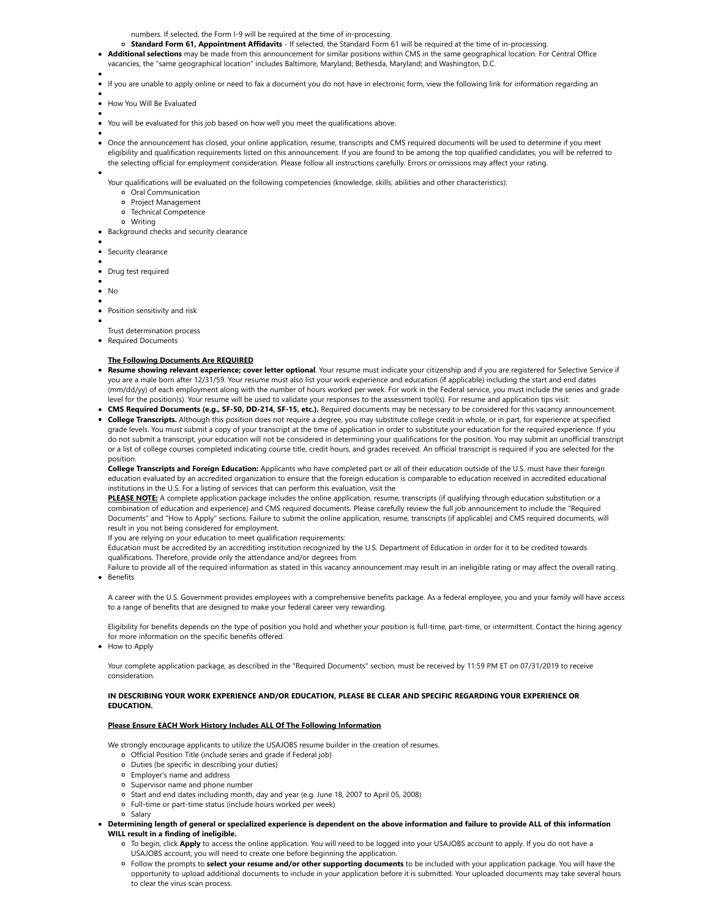numbers. If selected, the Form I-9 will be required at the time of in-processing.
    - **Standard Form 61, Appointment Affidavits** - If selected, the Standard Form 61 will be required at the time of in-processing.
- **Additional selections** may be made from this announcement for similar positions within CMS in the same geographical location. For Central Office vacancies, the "same geographical location" includes Baltimore, Maryland; Bethesda, Maryland; and Washington, D.C.
- 
- If you are unable to apply online or need to fax a document you do not have in electronic form, view the following link for information regarding an
- 
- How You Will Be Evaluated
- 
- You will be evaluated for this job based on how well you meet the qualifications above.
- 
- Once the announcement has closed, your online application, resume, transcripts and CMS required documents will be used to determine if you meet eligibility and qualification requirements listed on this announcement. If you are found to be among the top qualified candidates, you will be referred to the selecting official for employment consideration. Please follow all instructions carefully. Errors or omissions may affect your rating.
- 

  Your qualifications will be evaluated on the following competencies (knowledge, skills, abilities and other characteristics):
    - Oral Communication
    - Project Management
    - Technical Competence
    - Writing
- Background checks and security clearance
- 
- Security clearance
- 
- Drug test required
- 
- No
- 
- Position sensitivity and risk
- 

  Trust determination process
- Required Documents

  **The Following Documents Are REQUIRED**
- **Resume showing relevant experience; cover letter optional**. Your resume must indicate your citizenship and if you are registered for Selective Service if you are a male born after 12/31/59. Your resume must also list your work experience and education (if applicable) including the start and end dates (mm/dd/yy) of each employment along with the number of hours worked per week. For work in the Federal service, you must include the series and grade level for the position(s). Your resume will be used to validate your responses to the assessment tool(s). For resume and application tips visit:
- **CMS Required Documents (e.g., SF-50, DD-214, SF-15, etc.).** Required documents may be necessary to be considered for this vacancy announcement.
- **College Transcripts.** Although this position does not require a degree, you may substitute college credit in whole, or in part, for experience at specified grade levels. You must submit a copy of your transcript at the time of application in order to substitute your education for the required experience. If you do not submit a transcript, your education will not be considered in determining your qualifications for the position. You may submit an unofficial transcript or a list of college courses completed indicating course title, credit hours, and grades received. An official transcript is required if you are selected for the position.

  **College Transcripts and Foreign Education:** Applicants who have completed part or all of their education outside of the U.S. must have their foreign education evaluated by an accredited organization to ensure that the foreign education is comparable to education received in accredited educational institutions in the U.S. For a listing of services that can perform this evaluation, visit the

  **PLEASE NOTE:** A complete application package includes the online application, resume, transcripts (if qualifying through education substitution or a combination of education and experience) and CMS required documents. Please carefully review the full job announcement to include the "Required Documents" and "How to Apply" sections. Failure to submit the online application, resume, transcripts (if applicable) and CMS required documents, will result in you not being considered for employment.

  If you are relying on your education to meet qualification requirements:

  Education must be accredited by an accrediting institution recognized by the U.S. Department of Education in order for it to be credited towards qualifications. Therefore, provide only the attendance and/or degrees from

  Failure to provide all of the required information as stated in this vacancy announcement may result in an ineligible rating or may affect the overall rating.
- Benefits

  A career with the U.S. Government provides employees with a comprehensive benefits package. As a federal employee, you and your family will have access to a range of benefits that are designed to make your federal career very rewarding.

  Eligibility for benefits depends on the type of position you hold and whether your position is full-time, part-time, or intermittent. Contact the hiring agency for more information on the specific benefits offered.
- How to Apply

  Your complete application package, as described in the "Required Documents" section, must be received by 11:59 PM ET on 07/31/2019 to receive consideration.

  **IN DESCRIBING YOUR WORK EXPERIENCE AND/OR EDUCATION, PLEASE BE CLEAR AND SPECIFIC REGARDING YOUR EXPERIENCE OR EDUCATION.**

  **Please Ensure EACH Work History Includes ALL Of The Following Information**

  We strongly encourage applicants to utilize the USAJOBS resume builder in the creation of resumes.
    - Official Position Title (include series and grade if Federal job)
    - Duties (be specific in describing your duties)
    - Employer's name and address
    - Supervisor name and phone number
    - Start and end dates including month, day and year (e.g. June 18, 2007 to April 05, 2008)
    - Full-time or part-time status (include hours worked per week)
    - Salary
- **Determining length of general or specialized experience is dependent on the above information and failure to provide ALL of this information WILL result in a finding of ineligible.**
    - To begin, click **Apply** to access the online application. You will need to be logged into your USAJOBS account to apply. If you do not have a USAJOBS account, you will need to create one before beginning the application.
    - Follow the prompts to **select your resume and/or other supporting documents** to be included with your application package. You will have the opportunity to upload additional documents to include in your application before it is submitted. Your uploaded documents may take several hours to clear the virus scan process.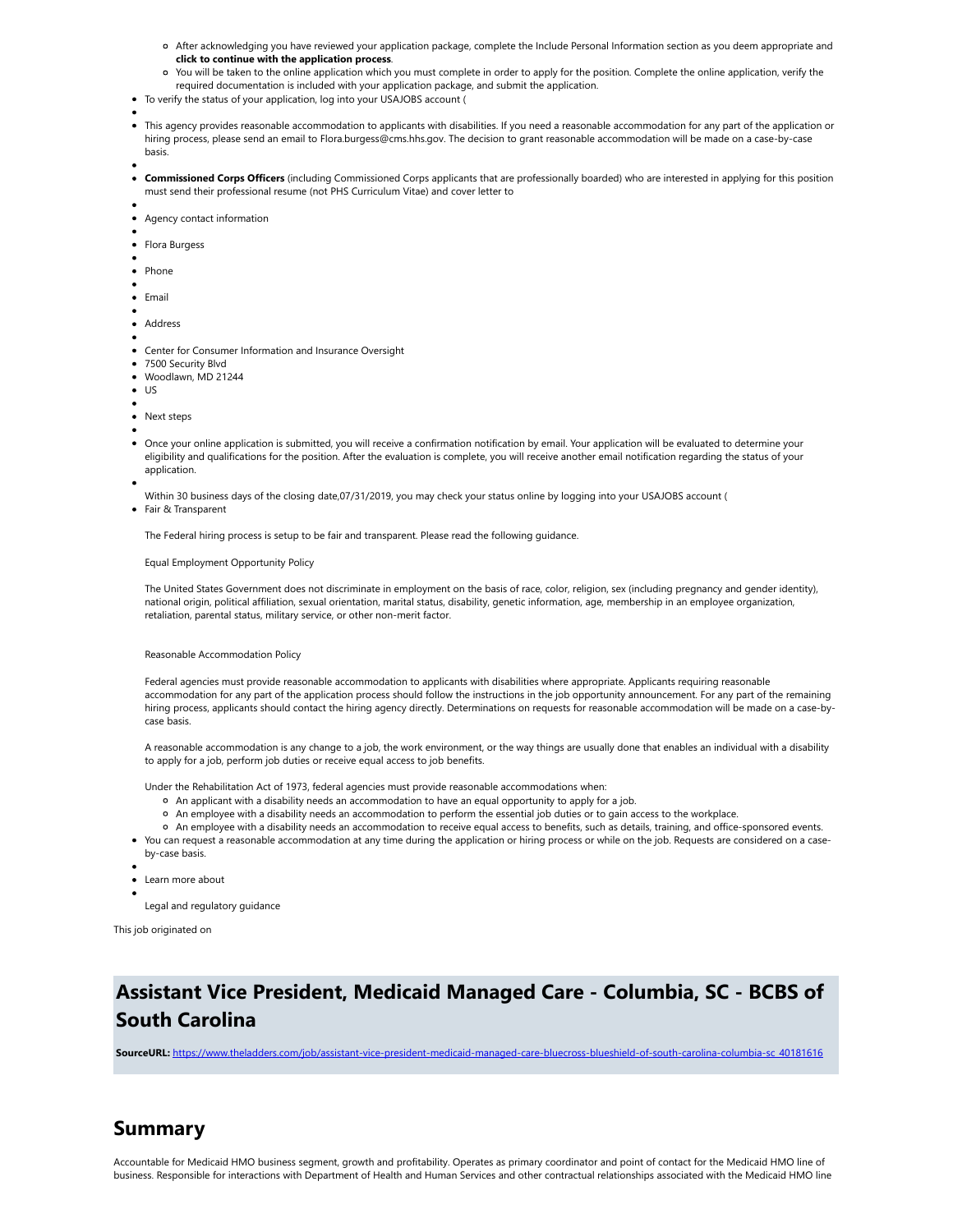- After acknowledging you have reviewed your application package, complete the Include Personal Information section as you deem appropriate and **click to continue with the application process**.
- You will be taken to the online application which you must complete in order to apply for the position. Complete the online application, verify the required documentation is included with your application package, and submit the application.

- To verify the status of your application, log into your USAJOBS account (
- 
- This agency provides reasonable accommodation to applicants with disabilities. If you need a reasonable accommodation for any part of the application or hiring process, please send an email to Flora.burgess@cms.hhs.gov. The decision to grant reasonable accommodation will be made on a case-by-case basis.
- 
- **Commissioned Corps Officers** (including Commissioned Corps applicants that are professionally boarded) who are interested in applying for this position must send their professional resume (not PHS Curriculum Vitae) and cover letter to
- 
- Agency contact information
- 
- Flora Burgess
- 
- Phone
- 
- Email
- 
- Address
- 
- Center for Consumer Information and Insurance Oversight
- 7500 Security Blvd
- Woodlawn, MD 21244
- US
- 
- Next steps
- 
- Once your online application is submitted, you will receive a confirmation notification by email. Your application will be evaluated to determine your eligibility and qualifications for the position. After the evaluation is complete, you will receive another email notification regarding the status of your application.
- 

  Within 30 business days of the closing date,07/31/2019, you may check your status online by logging into your USAJOBS account (
- Fair & Transparent

  The Federal hiring process is setup to be fair and transparent. Please read the following guidance.

  Equal Employment Opportunity Policy

  The United States Government does not discriminate in employment on the basis of race, color, religion, sex (including pregnancy and gender identity), national origin, political affiliation, sexual orientation, marital status, disability, genetic information, age, membership in an employee organization, retaliation, parental status, military service, or other non-merit factor.

  Reasonable Accommodation Policy

  Federal agencies must provide reasonable accommodation to applicants with disabilities where appropriate. Applicants requiring reasonable accommodation for any part of the application process should follow the instructions in the job opportunity announcement. For any part of the remaining hiring process, applicants should contact the hiring agency directly. Determinations on requests for reasonable accommodation will be made on a case-by-case basis.

  A reasonable accommodation is any change to a job, the work environment, or the way things are usually done that enables an individual with a disability to apply for a job, perform job duties or receive equal access to job benefits.

  Under the Rehabilitation Act of 1973, federal agencies must provide reasonable accommodations when:
  - An applicant with a disability needs an accommodation to have an equal opportunity to apply for a job.
  - An employee with a disability needs an accommodation to perform the essential job duties or to gain access to the workplace.
  - An employee with a disability needs an accommodation to receive equal access to benefits, such as details, training, and office-sponsored events.
- You can request a reasonable accommodation at any time during the application or hiring process or while on the job. Requests are considered on a case-by-case basis.
- 
- Learn more about
- 

  Legal and regulatory guidance

This job originated on

## Assistant Vice President, Medicaid Managed Care - Columbia, SC - BCBS of South Carolina

**SourceURL:** https://www.theladders.com/job/assistant-vice-president-medicaid-managed-care-bluecross-blueshield-of-south-carolina-columbia-sc_40181616

## Summary

Accountable for Medicaid HMO business segment, growth and profitability. Operates as primary coordinator and point of contact for the Medicaid HMO line of business. Responsible for interactions with Department of Health and Human Services and other contractual relationships associated with the Medicaid HMO line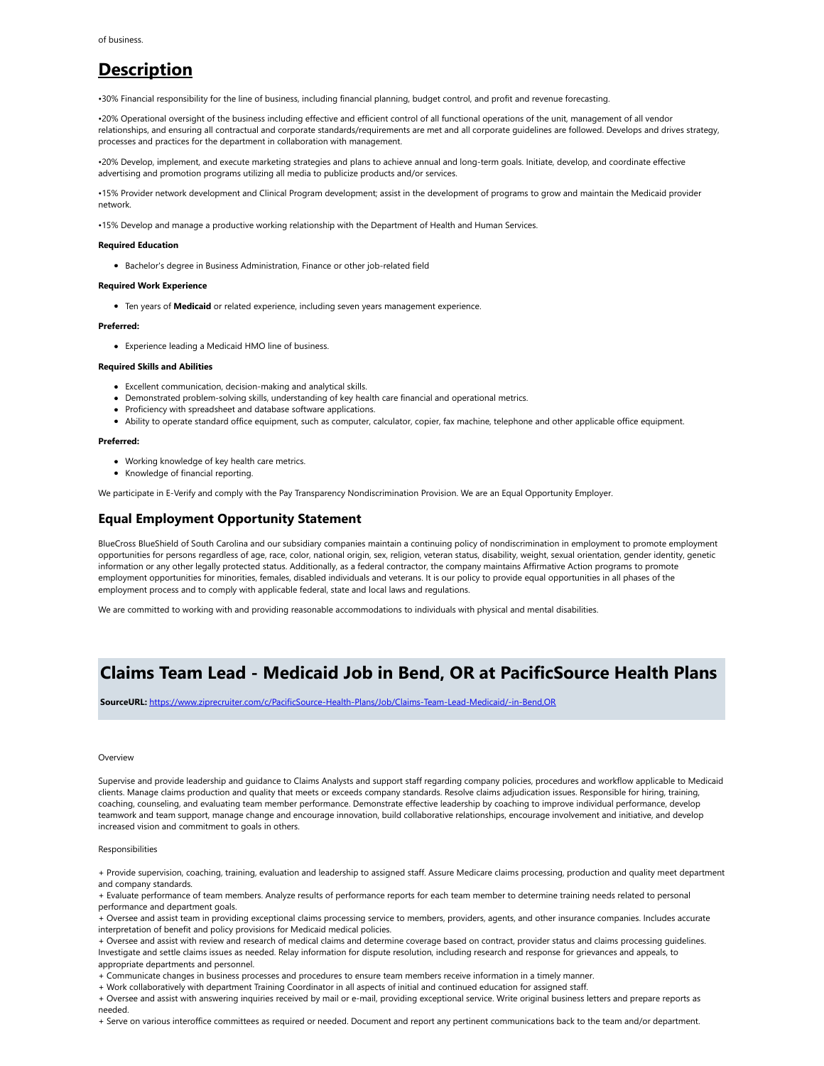of business.

## Description

•30% Financial responsibility for the line of business, including financial planning, budget control, and profit and revenue forecasting.

•20% Operational oversight of the business including effective and efficient control of all functional operations of the unit, management of all vendor relationships, and ensuring all contractual and corporate standards/requirements are met and all corporate guidelines are followed. Develops and drives strategy, processes and practices for the department in collaboration with management.

•20% Develop, implement, and execute marketing strategies and plans to achieve annual and long-term goals. Initiate, develop, and coordinate effective advertising and promotion programs utilizing all media to publicize products and/or services.

•15% Provider network development and Clinical Program development; assist in the development of programs to grow and maintain the Medicaid provider network.

•15% Develop and manage a productive working relationship with the Department of Health and Human Services.

**Required Education**

- Bachelor's degree in Business Administration, Finance or other job-related field

**Required Work Experience**

- Ten years of **Medicaid** or related experience, including seven years management experience.

**Preferred:**

- Experience leading a Medicaid HMO line of business.

**Required Skills and Abilities**

- Excellent communication, decision-making and analytical skills.
- Demonstrated problem-solving skills, understanding of key health care financial and operational metrics.
- Proficiency with spreadsheet and database software applications.
- Ability to operate standard office equipment, such as computer, calculator, copier, fax machine, telephone and other applicable office equipment.

**Preferred:**

- Working knowledge of key health care metrics.
- Knowledge of financial reporting.

We participate in E-Verify and comply with the Pay Transparency Nondiscrimination Provision. We are an Equal Opportunity Employer.

### Equal Employment Opportunity Statement

BlueCross BlueShield of South Carolina and our subsidiary companies maintain a continuing policy of nondiscrimination in employment to promote employment opportunities for persons regardless of age, race, color, national origin, sex, religion, veteran status, disability, weight, sexual orientation, gender identity, genetic information or any other legally protected status. Additionally, as a federal contractor, the company maintains Affirmative Action programs to promote employment opportunities for minorities, females, disabled individuals and veterans. It is our policy to provide equal opportunities in all phases of the employment process and to comply with applicable federal, state and local laws and regulations.

We are committed to working with and providing reasonable accommodations to individuals with physical and mental disabilities.

## Claims Team Lead - Medicaid Job in Bend, OR at PacificSource Health Plans

**SourceURL:** https://www.ziprecruiter.com/c/PacificSource-Health-Plans/Job/Claims-Team-Lead-Medicaid/-in-Bend,OR

Overview

Supervise and provide leadership and guidance to Claims Analysts and support staff regarding company policies, procedures and workflow applicable to Medicaid clients. Manage claims production and quality that meets or exceeds company standards. Resolve claims adjudication issues. Responsible for hiring, training, coaching, counseling, and evaluating team member performance. Demonstrate effective leadership by coaching to improve individual performance, develop teamwork and team support, manage change and encourage innovation, build collaborative relationships, encourage involvement and initiative, and develop increased vision and commitment to goals in others.

Responsibilities

+ Provide supervision, coaching, training, evaluation and leadership to assigned staff. Assure Medicare claims processing, production and quality meet department and company standards.
+ Evaluate performance of team members. Analyze results of performance reports for each team member to determine training needs related to personal performance and department goals.
+ Oversee and assist team in providing exceptional claims processing service to members, providers, agents, and other insurance companies. Includes accurate interpretation of benefit and policy provisions for Medicaid medical policies.
+ Oversee and assist with review and research of medical claims and determine coverage based on contract, provider status and claims processing guidelines. Investigate and settle claims issues as needed. Relay information for dispute resolution, including research and response for grievances and appeals, to appropriate departments and personnel.
+ Communicate changes in business processes and procedures to ensure team members receive information in a timely manner.
+ Work collaboratively with department Training Coordinator in all aspects of initial and continued education for assigned staff.
+ Oversee and assist with answering inquiries received by mail or e-mail, providing exceptional service. Write original business letters and prepare reports as needed.
+ Serve on various interoffice committees as required or needed. Document and report any pertinent communications back to the team and/or department.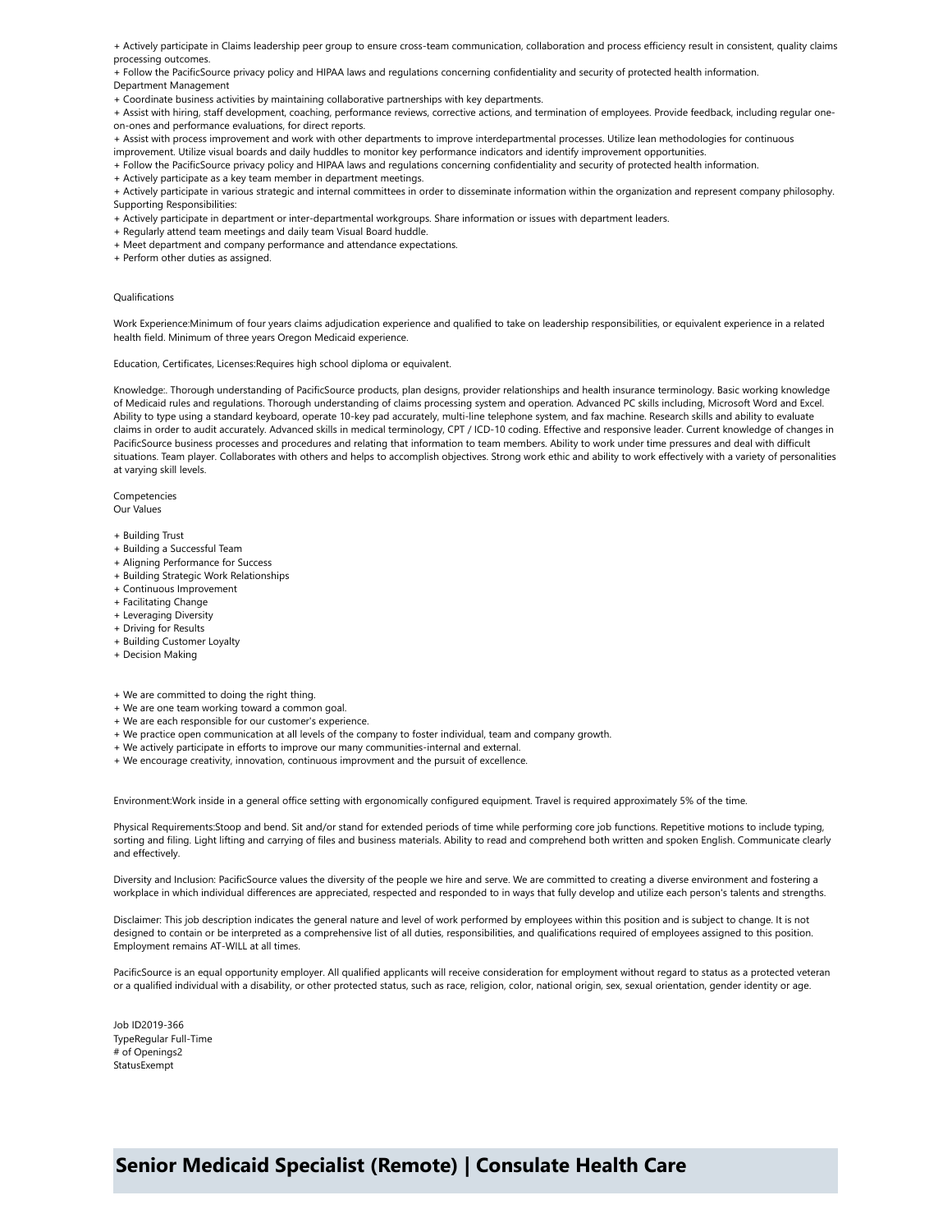+ Actively participate in Claims leadership peer group to ensure cross-team communication, collaboration and process efficiency result in consistent, quality claims processing outcomes.
+ Follow the PacificSource privacy policy and HIPAA laws and regulations concerning confidentiality and security of protected health information.

Department Management

+ Coordinate business activities by maintaining collaborative partnerships with key departments.
+ Assist with hiring, staff development, coaching, performance reviews, corrective actions, and termination of employees. Provide feedback, including regular one-on-ones and performance evaluations, for direct reports.
+ Assist with process improvement and work with other departments to improve interdepartmental processes. Utilize lean methodologies for continuous improvement. Utilize visual boards and daily huddles to monitor key performance indicators and identify improvement opportunities.
+ Follow the PacificSource privacy policy and HIPAA laws and regulations concerning confidentiality and security of protected health information.
+ Actively participate as a key team member in department meetings.
+ Actively participate in various strategic and internal committees in order to disseminate information within the organization and represent company philosophy.

Supporting Responsibilities:

+ Actively participate in department or inter-departmental workgroups. Share information or issues with department leaders.
+ Regularly attend team meetings and daily team Visual Board huddle.
+ Meet department and company performance and attendance expectations.
+ Perform other duties as assigned.

Qualifications

Work Experience:Minimum of four years claims adjudication experience and qualified to take on leadership responsibilities, or equivalent experience in a related health field. Minimum of three years Oregon Medicaid experience.

Education, Certificates, Licenses:Requires high school diploma or equivalent.

Knowledge:. Thorough understanding of PacificSource products, plan designs, provider relationships and health insurance terminology. Basic working knowledge of Medicaid rules and regulations. Thorough understanding of claims processing system and operation. Advanced PC skills including, Microsoft Word and Excel. Ability to type using a standard keyboard, operate 10-key pad accurately, multi-line telephone system, and fax machine. Research skills and ability to evaluate claims in order to audit accurately. Advanced skills in medical terminology, CPT / ICD-10 coding. Effective and responsive leader. Current knowledge of changes in PacificSource business processes and procedures and relating that information to team members. Ability to work under time pressures and deal with difficult situations. Team player. Collaborates with others and helps to accomplish objectives. Strong work ethic and ability to work effectively with a variety of personalities at varying skill levels.

Competencies
Our Values

+ Building Trust
+ Building a Successful Team
+ Aligning Performance for Success
+ Building Strategic Work Relationships
+ Continuous Improvement
+ Facilitating Change
+ Leveraging Diversity
+ Driving for Results
+ Building Customer Loyalty
+ Decision Making

+ We are committed to doing the right thing.
+ We are one team working toward a common goal.
+ We are each responsible for our customer's experience.
+ We practice open communication at all levels of the company to foster individual, team and company growth.
+ We actively participate in efforts to improve our many communities-internal and external.
+ We encourage creativity, innovation, continuous improvment and the pursuit of excellence.

Environment:Work inside in a general office setting with ergonomically configured equipment. Travel is required approximately 5% of the time.

Physical Requirements:Stoop and bend. Sit and/or stand for extended periods of time while performing core job functions. Repetitive motions to include typing, sorting and filing. Light lifting and carrying of files and business materials. Ability to read and comprehend both written and spoken English. Communicate clearly and effectively.

Diversity and Inclusion: PacificSource values the diversity of the people we hire and serve. We are committed to creating a diverse environment and fostering a workplace in which individual differences are appreciated, respected and responded to in ways that fully develop and utilize each person's talents and strengths.

Disclaimer: This job description indicates the general nature and level of work performed by employees within this position and is subject to change. It is not designed to contain or be interpreted as a comprehensive list of all duties, responsibilities, and qualifications required of employees assigned to this position. Employment remains AT-WILL at all times.

PacificSource is an equal opportunity employer. All qualified applicants will receive consideration for employment without regard to status as a protected veteran or a qualified individual with a disability, or other protected status, such as race, religion, color, national origin, sex, sexual orientation, gender identity or age.

Job ID2019-366
TypeRegular Full-Time
# of Openings2
StatusExempt

## Senior Medicaid Specialist (Remote) | Consulate Health Care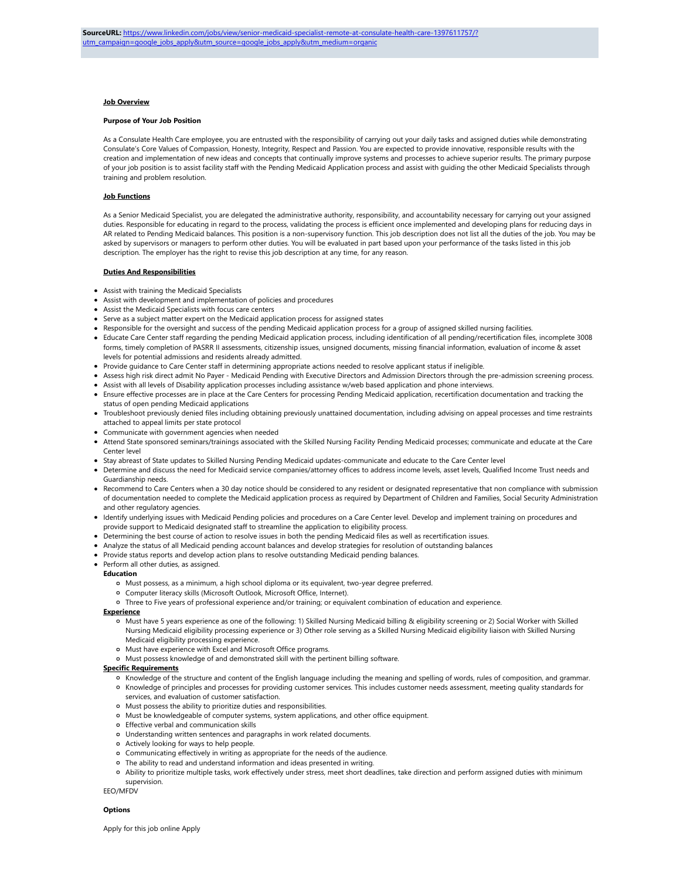**SourceURL:** https://www.linkedin.com/jobs/view/senior-medicaid-specialist-remote-at-consulate-health-care-1397611757/?utm_campaign=google_jobs_apply&utm_source=google_jobs_apply&utm_medium=organic

**Job Overview**

**Purpose of Your Job Position**

As a Consulate Health Care employee, you are entrusted with the responsibility of carrying out your daily tasks and assigned duties while demonstrating Consulate's Core Values of Compassion, Honesty, Integrity, Respect and Passion. You are expected to provide innovative, responsible results with the creation and implementation of new ideas and concepts that continually improve systems and processes to achieve superior results. The primary purpose of your job position is to assist facility staff with the Pending Medicaid Application process and assist with guiding the other Medicaid Specialists through training and problem resolution.

**Job Functions**

As a Senior Medicaid Specialist, you are delegated the administrative authority, responsibility, and accountability necessary for carrying out your assigned duties. Responsible for educating in regard to the process, validating the process is efficient once implemented and developing plans for reducing days in AR related to Pending Medicaid balances. This position is a non-supervisory function. This job description does not list all the duties of the job. You may be asked by supervisors or managers to perform other duties. You will be evaluated in part based upon your performance of the tasks listed in this job description. The employer has the right to revise this job description at any time, for any reason.

**Duties And Responsibilities**

- Assist with training the Medicaid Specialists
- Assist with development and implementation of policies and procedures
- Assist the Medicaid Specialists with focus care centers
- Serve as a subject matter expert on the Medicaid application process for assigned states
- Responsible for the oversight and success of the pending Medicaid application process for a group of assigned skilled nursing facilities.
- Educate Care Center staff regarding the pending Medicaid application process, including identification of all pending/recertification files, incomplete 3008 forms, timely completion of PASRR II assessments, citizenship issues, unsigned documents, missing financial information, evaluation of income & asset levels for potential admissions and residents already admitted.
- Provide guidance to Care Center staff in determining appropriate actions needed to resolve applicant status if ineligible.
- Assess high risk direct admit No Payer - Medicaid Pending with Executive Directors and Admission Directors through the pre-admission screening process.
- Assist with all levels of Disability application processes including assistance w/web based application and phone interviews.
- Ensure effective processes are in place at the Care Centers for processing Pending Medicaid application, recertification documentation and tracking the status of open pending Medicaid applications
- Troubleshoot previously denied files including obtaining previously unattained documentation, including advising on appeal processes and time restraints attached to appeal limits per state protocol
- Communicate with government agencies when needed
- Attend State sponsored seminars/trainings associated with the Skilled Nursing Facility Pending Medicaid processes; communicate and educate at the Care Center level
- Stay abreast of State updates to Skilled Nursing Pending Medicaid updates-communicate and educate to the Care Center level
- Determine and discuss the need for Medicaid service companies/attorney offices to address income levels, asset levels, Qualified Income Trust needs and Guardianship needs.
- Recommend to Care Centers when a 30 day notice should be considered to any resident or designated representative that non compliance with submission of documentation needed to complete the Medicaid application process as required by Department of Children and Families, Social Security Administration and other regulatory agencies.
- Identify underlying issues with Medicaid Pending policies and procedures on a Care Center level. Develop and implement training on procedures and provide support to Medicaid designated staff to streamline the application to eligibility process.
- Determining the best course of action to resolve issues in both the pending Medicaid files as well as recertification issues.
- Analyze the status of all Medicaid pending account balances and develop strategies for resolution of outstanding balances
- Provide status reports and develop action plans to resolve outstanding Medicaid pending balances.
- Perform all other duties, as assigned.

**Education**

- Must possess, as a minimum, a high school diploma or its equivalent, two-year degree preferred.
- Computer literacy skills (Microsoft Outlook, Microsoft Office, Internet).
- Three to Five years of professional experience and/or training; or equivalent combination of education and experience.

**Experience**

- Must have 5 years experience as one of the following: 1) Skilled Nursing Medicaid billing & eligibility screening or 2) Social Worker with Skilled Nursing Medicaid eligibility processing experience or 3) Other role serving as a Skilled Nursing Medicaid eligibility liaison with Skilled Nursing Medicaid eligibility processing experience.
- Must have experience with Excel and Microsoft Office programs.
- Must possess knowledge of and demonstrated skill with the pertinent billing software.

**Specific Requirements**

- Knowledge of the structure and content of the English language including the meaning and spelling of words, rules of composition, and grammar.
- Knowledge of principles and processes for providing customer services. This includes customer needs assessment, meeting quality standards for services, and evaluation of customer satisfaction.
- Must possess the ability to prioritize duties and responsibilities.
- Must be knowledgeable of computer systems, system applications, and other office equipment.
- Effective verbal and communication skills
- Understanding written sentences and paragraphs in work related documents.
- Actively looking for ways to help people.
- Communicating effectively in writing as appropriate for the needs of the audience.
- The ability to read and understand information and ideas presented in writing.
- Ability to prioritize multiple tasks, work effectively under stress, meet short deadlines, take direction and perform assigned duties with minimum supervision.

EEO/MFDV

**Options**

Apply for this job online Apply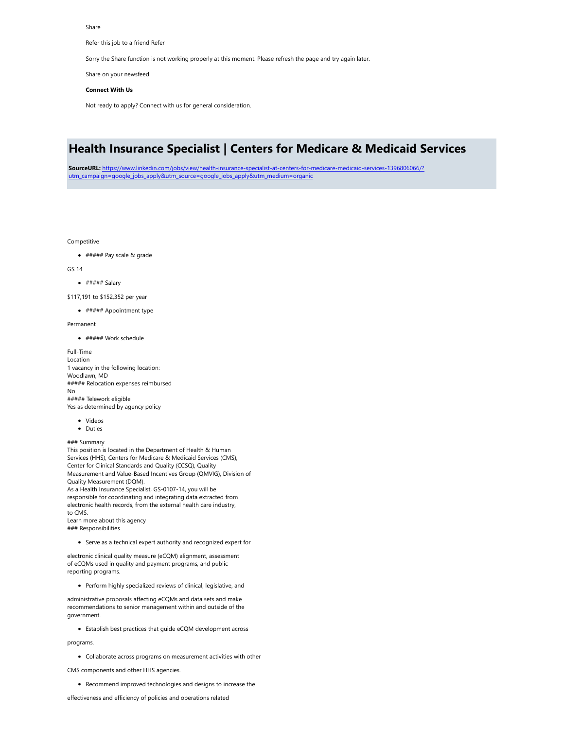Share

Refer this job to a friend Refer

Sorry the Share function is not working properly at this moment. Please refresh the page and try again later.

Share on your newsfeed

**Connect With Us**

Not ready to apply? Connect with us for general consideration.

# Health Insurance Specialist | Centers for Medicare & Medicaid Services

**SourceURL:** https://www.linkedin.com/jobs/view/health-insurance-specialist-at-centers-for-medicare-medicaid-services-1396806066/?utm_campaign=google_jobs_apply&utm_source=google_jobs_apply&utm_medium=organic

Competitive

- ##### Pay scale & grade

GS 14

- ##### Salary

$117,191 to $152,352 per year

- ##### Appointment type

Permanent

- ##### Work schedule

Full-Time
Location
1 vacancy in the following location:
Woodlawn, MD
##### Relocation expenses reimbursed
No
##### Telework eligible
Yes as determined by agency policy

- Videos
- Duties

### Summary
This position is located in the Department of Health & Human Services (HHS), Centers for Medicare & Medicaid Services (CMS), Center for Clinical Standards and Quality (CCSQ), Quality Measurement and Value-Based Incentives Group (QMVIG), Division of Quality Measurement (DQM).
As a Health Insurance Specialist, GS-0107-14, you will be responsible for coordinating and integrating data extracted from electronic health records, from the external health care industry, to CMS.
Learn more about this agency
### Responsibilities

- Serve as a technical expert authority and recognized expert for

electronic clinical quality measure (eCQM) alignment, assessment of eCQMs used in quality and payment programs, and public reporting programs.

- Perform highly specialized reviews of clinical, legislative, and

administrative proposals affecting eCQMs and data sets and make recommendations to senior management within and outside of the government.

- Establish best practices that guide eCQM development across

programs.

- Collaborate across programs on measurement activities with other

CMS components and other HHS agencies.

- Recommend improved technologies and designs to increase the

effectiveness and efficiency of policies and operations related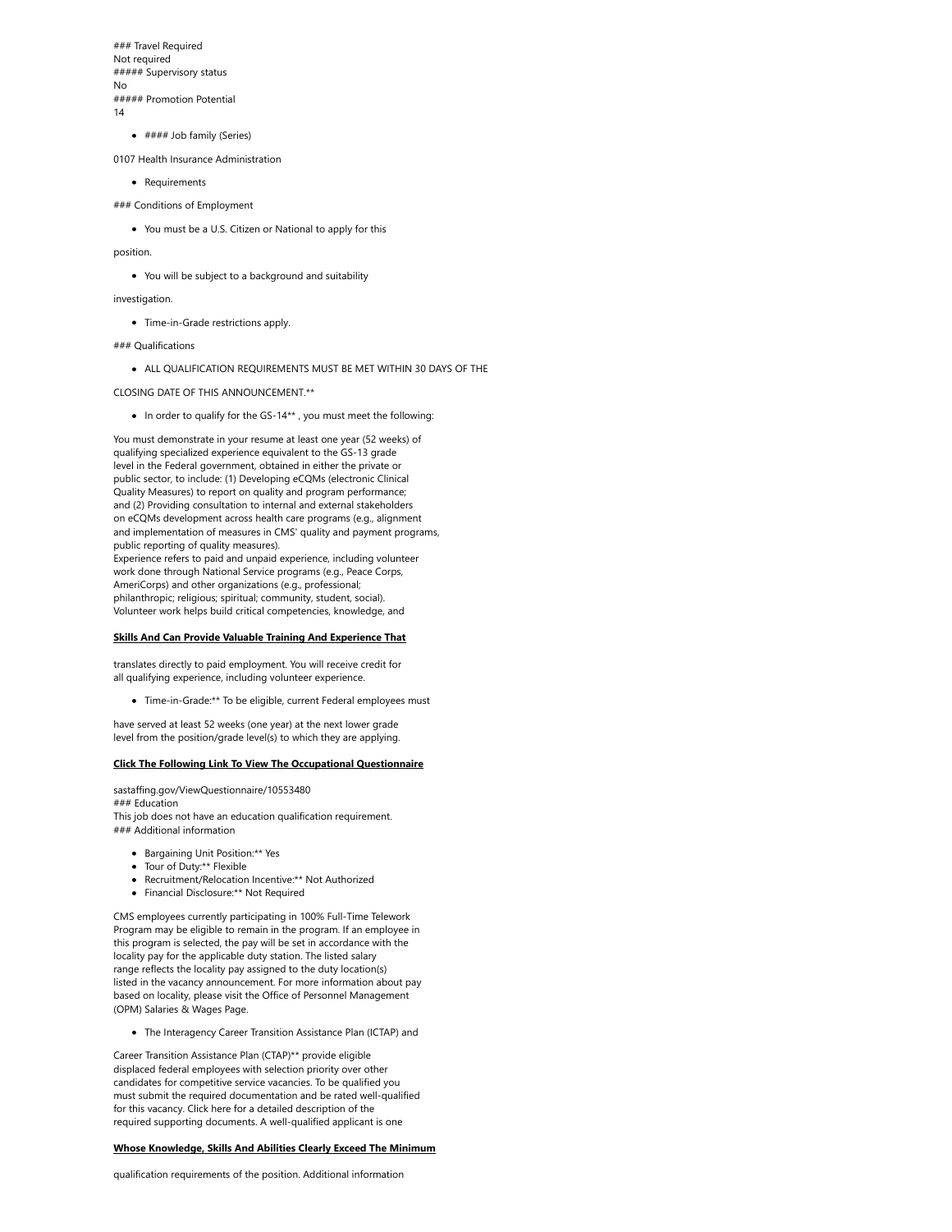### Travel Required
Not required
##### Supervisory status
No
##### Promotion Potential
14

- #### Job family (Series)

0107 Health Insurance Administration

- Requirements

### Conditions of Employment

- You must be a U.S. Citizen or National to apply for this

position.

- You will be subject to a background and suitability

investigation.

- Time-in-Grade restrictions apply.

### Qualifications

- ALL QUALIFICATION REQUIREMENTS MUST BE MET WITHIN 30 DAYS OF THE

CLOSING DATE OF THIS ANNOUNCEMENT.**

- In order to qualify for the GS-14** , you must meet the following:

You must demonstrate in your resume at least one year (52 weeks) of qualifying specialized experience equivalent to the GS-13 grade level in the Federal government, obtained in either the private or public sector, to include: (1) Developing eCQMs (electronic Clinical Quality Measures) to report on quality and program performance; and (2) Providing consultation to internal and external stakeholders on eCQMs development across health care programs (e.g., alignment and implementation of measures in CMS' quality and payment programs, public reporting of quality measures).
Experience refers to paid and unpaid experience, including volunteer work done through National Service programs (e.g., Peace Corps, AmeriCorps) and other organizations (e.g., professional; philanthropic; religious; spiritual; community, student, social). Volunteer work helps build critical competencies, knowledge, and

#### Skills And Can Provide Valuable Training And Experience That

translates directly to paid employment. You will receive credit for all qualifying experience, including volunteer experience.

- Time-in-Grade:** To be eligible, current Federal employees must

have served at least 52 weeks (one year) at the next lower grade level from the position/grade level(s) to which they are applying.

#### Click The Following Link To View The Occupational Questionnaire

sastaffing.gov/ViewQuestionnaire/10553480
### Education
This job does not have an education qualification requirement.
### Additional information

- Bargaining Unit Position:** Yes
- Tour of Duty:** Flexible
- Recruitment/Relocation Incentive:** Not Authorized
- Financial Disclosure:** Not Required

CMS employees currently participating in 100% Full-Time Telework Program may be eligible to remain in the program. If an employee in this program is selected, the pay will be set in accordance with the locality pay for the applicable duty station. The listed salary range reflects the locality pay assigned to the duty location(s) listed in the vacancy announcement. For more information about pay based on locality, please visit the Office of Personnel Management (OPM) Salaries & Wages Page.

- The Interagency Career Transition Assistance Plan (ICTAP) and

Career Transition Assistance Plan (CTAP)** provide eligible displaced federal employees with selection priority over other candidates for competitive service vacancies. To be qualified you must submit the required documentation and be rated well-qualified for this vacancy. Click here for a detailed description of the required supporting documents. A well-qualified applicant is one

#### Whose Knowledge, Skills And Abilities Clearly Exceed The Minimum

qualification requirements of the position. Additional information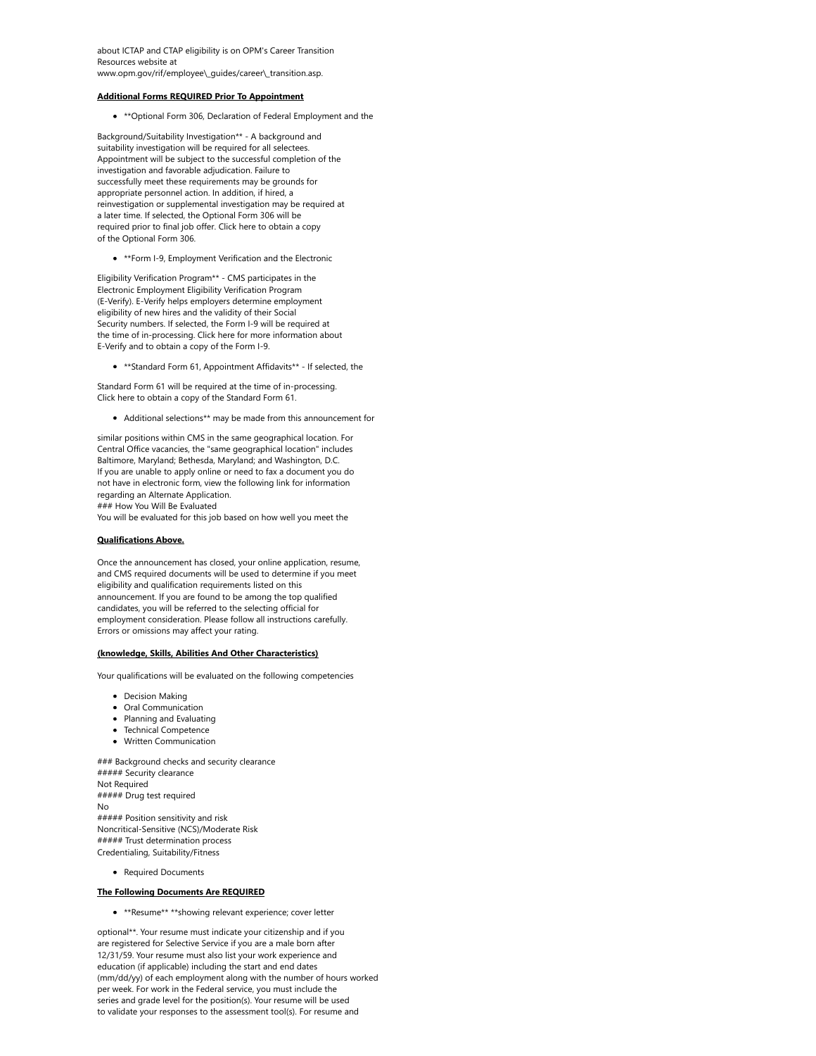about ICTAP and CTAP eligibility is on OPM's Career Transition Resources website at www.opm.gov/rif/employee\_guides/career\_transition.asp.

**Additional Forms REQUIRED Prior To Appointment**

- **Optional Form 306, Declaration of Federal Employment and the

Background/Suitability Investigation** - A background and suitability investigation will be required for all selectees. Appointment will be subject to the successful completion of the investigation and favorable adjudication. Failure to successfully meet these requirements may be grounds for appropriate personnel action. In addition, if hired, a reinvestigation or supplemental investigation may be required at a later time. If selected, the Optional Form 306 will be required prior to final job offer. Click here to obtain a copy of the Optional Form 306.

- **Form I-9, Employment Verification and the Electronic

Eligibility Verification Program** - CMS participates in the Electronic Employment Eligibility Verification Program (E-Verify). E-Verify helps employers determine employment eligibility of new hires and the validity of their Social Security numbers. If selected, the Form I-9 will be required at the time of in-processing. Click here for more information about E-Verify and to obtain a copy of the Form I-9.

- **Standard Form 61, Appointment Affidavits** - If selected, the

Standard Form 61 will be required at the time of in-processing. Click here to obtain a copy of the Standard Form 61.

- Additional selections** may be made from this announcement for

similar positions within CMS in the same geographical location. For Central Office vacancies, the "same geographical location" includes Baltimore, Maryland; Bethesda, Maryland; and Washington, D.C. If you are unable to apply online or need to fax a document you do not have in electronic form, view the following link for information regarding an Alternate Application.

### How You Will Be Evaluated

You will be evaluated for this job based on how well you meet the

**Qualifications Above.**

Once the announcement has closed, your online application, resume, and CMS required documents will be used to determine if you meet eligibility and qualification requirements listed on this announcement. If you are found to be among the top qualified candidates, you will be referred to the selecting official for employment consideration. Please follow all instructions carefully. Errors or omissions may affect your rating.

**(knowledge, Skills, Abilities And Other Characteristics)**

Your qualifications will be evaluated on the following competencies

- Decision Making
- Oral Communication
- Planning and Evaluating
- Technical Competence
- Written Communication

### Background checks and security clearance

##### Security clearance

Not Required

##### Drug test required

No

##### Position sensitivity and risk

Noncritical-Sensitive (NCS)/Moderate Risk

##### Trust determination process

Credentialing, Suitability/Fitness

- Required Documents

**The Following Documents Are REQUIRED**

- **Resume** **showing relevant experience; cover letter

optional**. Your resume must indicate your citizenship and if you are registered for Selective Service if you are a male born after 12/31/59. Your resume must also list your work experience and education (if applicable) including the start and end dates (mm/dd/yy) of each employment along with the number of hours worked per week. For work in the Federal service, you must include the series and grade level for the position(s). Your resume will be used to validate your responses to the assessment tool(s). For resume and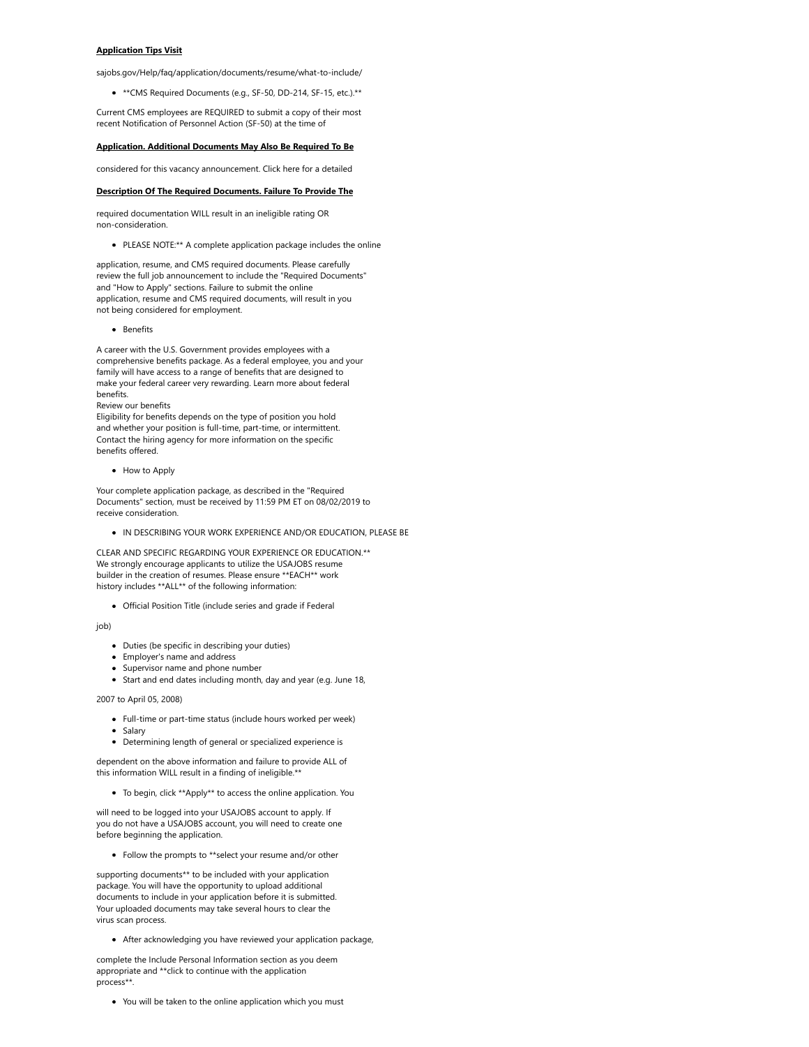**Application Tips Visit**

sajobs.gov/Help/faq/application/documents/resume/what-to-include/

- **CMS Required Documents (e.g., SF-50, DD-214, SF-15, etc.).**

Current CMS employees are REQUIRED to submit a copy of their most recent Notification of Personnel Action (SF-50) at the time of

**Application. Additional Documents May Also Be Required To Be**

considered for this vacancy announcement. Click here for a detailed

**Description Of The Required Documents. Failure To Provide The**

required documentation WILL result in an ineligible rating OR non-consideration.

- PLEASE NOTE:** A complete application package includes the online

application, resume, and CMS required documents. Please carefully review the full job announcement to include the "Required Documents" and "How to Apply" sections. Failure to submit the online application, resume and CMS required documents, will result in you not being considered for employment.

- Benefits

A career with the U.S. Government provides employees with a comprehensive benefits package. As a federal employee, you and your family will have access to a range of benefits that are designed to make your federal career very rewarding. Learn more about federal benefits.
Review our benefits
Eligibility for benefits depends on the type of position you hold and whether your position is full-time, part-time, or intermittent. Contact the hiring agency for more information on the specific benefits offered.

- How to Apply

Your complete application package, as described in the "Required Documents" section, must be received by 11:59 PM ET on 08/02/2019 to receive consideration.

- IN DESCRIBING YOUR WORK EXPERIENCE AND/OR EDUCATION, PLEASE BE

CLEAR AND SPECIFIC REGARDING YOUR EXPERIENCE OR EDUCATION.**
We strongly encourage applicants to utilize the USAJOBS resume builder in the creation of resumes. Please ensure **EACH** work history includes **ALL** of the following information:

- Official Position Title (include series and grade if Federal

job)

- Duties (be specific in describing your duties)
- Employer's name and address
- Supervisor name and phone number
- Start and end dates including month, day and year (e.g. June 18,

2007 to April 05, 2008)

- Full-time or part-time status (include hours worked per week)
- Salary
- Determining length of general or specialized experience is

dependent on the above information and failure to provide ALL of this information WILL result in a finding of ineligible.**

- To begin, click **Apply** to access the online application. You

will need to be logged into your USAJOBS account to apply. If you do not have a USAJOBS account, you will need to create one before beginning the application.

- Follow the prompts to **select your resume and/or other

supporting documents** to be included with your application package. You will have the opportunity to upload additional documents to include in your application before it is submitted. Your uploaded documents may take several hours to clear the virus scan process.

- After acknowledging you have reviewed your application package,

complete the Include Personal Information section as you deem appropriate and **click to continue with the application process**.

- You will be taken to the online application which you must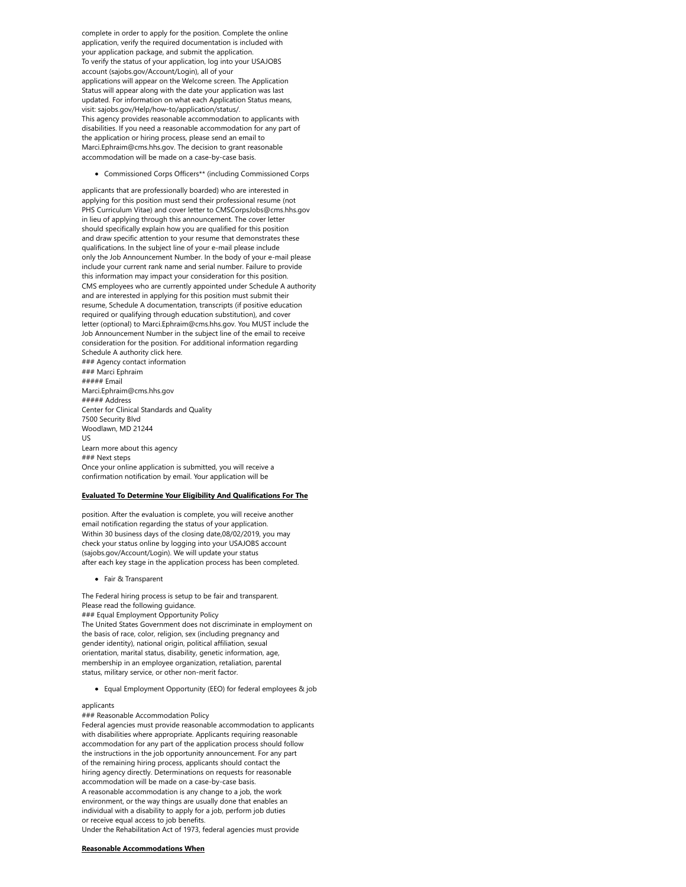complete in order to apply for the position. Complete the online application, verify the required documentation is included with your application package, and submit the application.
To verify the status of your application, log into your USAJOBS account (sajobs.gov/Account/Login), all of your applications will appear on the Welcome screen. The Application Status will appear along with the date your application was last updated. For information on what each Application Status means, visit: sajobs.gov/Help/how-to/application/status/.
This agency provides reasonable accommodation to applicants with disabilities. If you need a reasonable accommodation for any part of the application or hiring process, please send an email to Marci.Ephraim@cms.hhs.gov. The decision to grant reasonable accommodation will be made on a case-by-case basis.

- Commissioned Corps Officers** (including Commissioned Corps

applicants that are professionally boarded) who are interested in applying for this position must send their professional resume (not PHS Curriculum Vitae) and cover letter to CMSCorpsJobs@cms.hhs.gov in lieu of applying through this announcement. The cover letter should specifically explain how you are qualified for this position and draw specific attention to your resume that demonstrates these qualifications. In the subject line of your e-mail please include only the Job Announcement Number. In the body of your e-mail please include your current rank name and serial number. Failure to provide this information may impact your consideration for this position.
CMS employees who are currently appointed under Schedule A authority and are interested in applying for this position must submit their resume, Schedule A documentation, transcripts (if positive education required or qualifying through education substitution), and cover letter (optional) to Marci.Ephraim@cms.hhs.gov. You MUST include the Job Announcement Number in the subject line of the email to receive consideration for the position. For additional information regarding Schedule A authority click here.
### Agency contact information
### Marci Ephraim
##### Email
Marci.Ephraim@cms.hhs.gov
##### Address
Center for Clinical Standards and Quality
7500 Security Blvd
Woodlawn, MD 21244
US
Learn more about this agency
### Next steps
Once your online application is submitted, you will receive a confirmation notification by email. Your application will be

**Evaluated To Determine Your Eligibility And Qualifications For The**

position. After the evaluation is complete, you will receive another email notification regarding the status of your application.
Within 30 business days of the closing date,08/02/2019, you may check your status online by logging into your USAJOBS account (sajobs.gov/Account/Login). We will update your status after each key stage in the application process has been completed.

- Fair & Transparent

The Federal hiring process is setup to be fair and transparent.
Please read the following guidance.
### Equal Employment Opportunity Policy
The United States Government does not discriminate in employment on the basis of race, color, religion, sex (including pregnancy and gender identity), national origin, political affiliation, sexual orientation, marital status, disability, genetic information, age, membership in an employee organization, retaliation, parental status, military service, or other non-merit factor.

- Equal Employment Opportunity (EEO) for federal employees & job

applicants
### Reasonable Accommodation Policy
Federal agencies must provide reasonable accommodation to applicants with disabilities where appropriate. Applicants requiring reasonable accommodation for any part of the application process should follow the instructions in the job opportunity announcement. For any part of the remaining hiring process, applicants should contact the hiring agency directly. Determinations on requests for reasonable accommodation will be made on a case-by-case basis.
A reasonable accommodation is any change to a job, the work environment, or the way things are usually done that enables an individual with a disability to apply for a job, perform job duties or receive equal access to job benefits.
Under the Rehabilitation Act of 1973, federal agencies must provide

**Reasonable Accommodations When**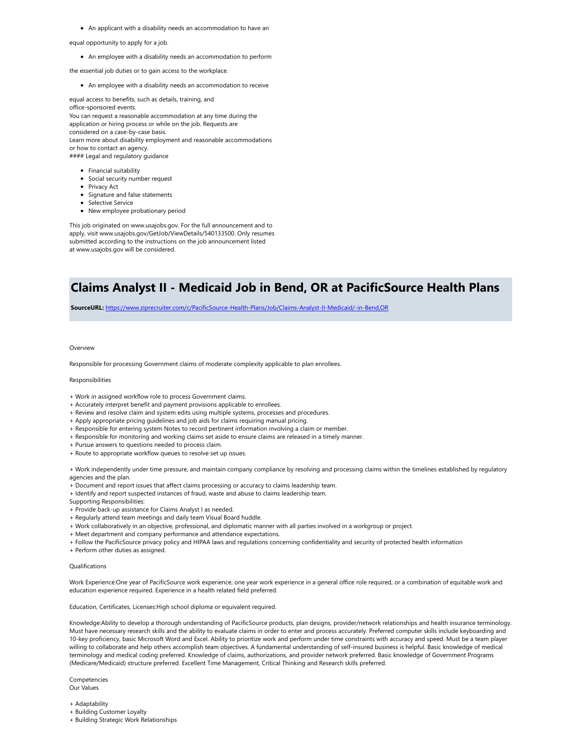- An applicant with a disability needs an accommodation to have an

equal opportunity to apply for a job.

- An employee with a disability needs an accommodation to perform

the essential job duties or to gain access to the workplace.

- An employee with a disability needs an accommodation to receive

equal access to benefits, such as details, training, and
office-sponsored events.
You can request a reasonable accommodation at any time during the
application or hiring process or while on the job. Requests are
considered on a case-by-case basis.
Learn more about disability employment and reasonable accommodations
or how to contact an agency.
#### Legal and regulatory guidance

- Financial suitability
- Social security number request
- Privacy Act
- Signature and false statements
- Selective Service
- New employee probationary period

This job originated on www.usajobs.gov. For the full announcement and to
apply, visit www.usajobs.gov/GetJob/ViewDetails/540133500. Only resumes
submitted according to the instructions on the job announcement listed
at www.usajobs.gov will be considered.

# Claims Analyst II - Medicaid Job in Bend, OR at PacificSource Health Plans

**SourceURL:** https://www.ziprecruiter.com/c/PacificSource-Health-Plans/Job/Claims-Analyst-II-Medicaid/-in-Bend,OR

Overview

Responsible for processing Government claims of moderate complexity applicable to plan enrollees.

Responsibilities

+ Work in assigned workflow role to process Government claims.
+ Accurately interpret benefit and payment provisions applicable to enrollees.
+ Review and resolve claim and system edits using multiple systems, processes and procedures.
+ Apply appropriate pricing guidelines and job aids for claims requiring manual pricing.
+ Responsible for entering system Notes to record pertinent information involving a claim or member.
+ Responsible for monitoring and working claims set aside to ensure claims are released in a timely manner.
+ Pursue answers to questions needed to process claim.
+ Route to appropriate workflow queues to resolve set up issues.

+ Work independently under time pressure, and maintain company compliance by resolving and processing claims within the timelines established by regulatory agencies and the plan.
+ Document and report issues that affect claims processing or accuracy to claims leadership team.
+ Identify and report suspected instances of fraud, waste and abuse to claims leadership team.
Supporting Responsibilities:
+ Provide back-up assistance for Claims Analyst I as needed.
+ Regularly attend team meetings and daily team Visual Board huddle.
+ Work collaboratively in an objective, professional, and diplomatic manner with all parties involved in a workgroup or project.
+ Meet department and company performance and attendance expectations.
+ Follow the PacificSource privacy policy and HIPAA laws and regulations concerning confidentiality and security of protected health information
+ Perform other duties as assigned.

Qualifications

Work Experience:One year of PacificSource work experience, one year work experience in a general office role required, or a combination of equitable work and education experience required. Experience in a health related field preferred.

Education, Certificates, Licenses:High school diploma or equivalent required.

Knowledge:Ability to develop a thorough understanding of PacificSource products, plan designs, provider/network relationships and health insurance terminology. Must have necessary research skills and the ability to evaluate claims in order to enter and process accurately. Preferred computer skills include keyboarding and 10-key proficiency, basic Microsoft Word and Excel. Ability to prioritize work and perform under time constraints with accuracy and speed. Must be a team player willing to collaborate and help others accomplish team objectives. A fundamental understanding of self-insured business is helpful. Basic knowledge of medical terminology and medical coding preferred. Knowledge of claims, authorizations, and provider network preferred. Basic knowledge of Government Programs (Medicare/Medicaid) structure preferred. Excellent Time Management, Critical Thinking and Research skills preferred.

Competencies
Our Values

+ Adaptability
+ Building Customer Loyalty
+ Building Strategic Work Relationships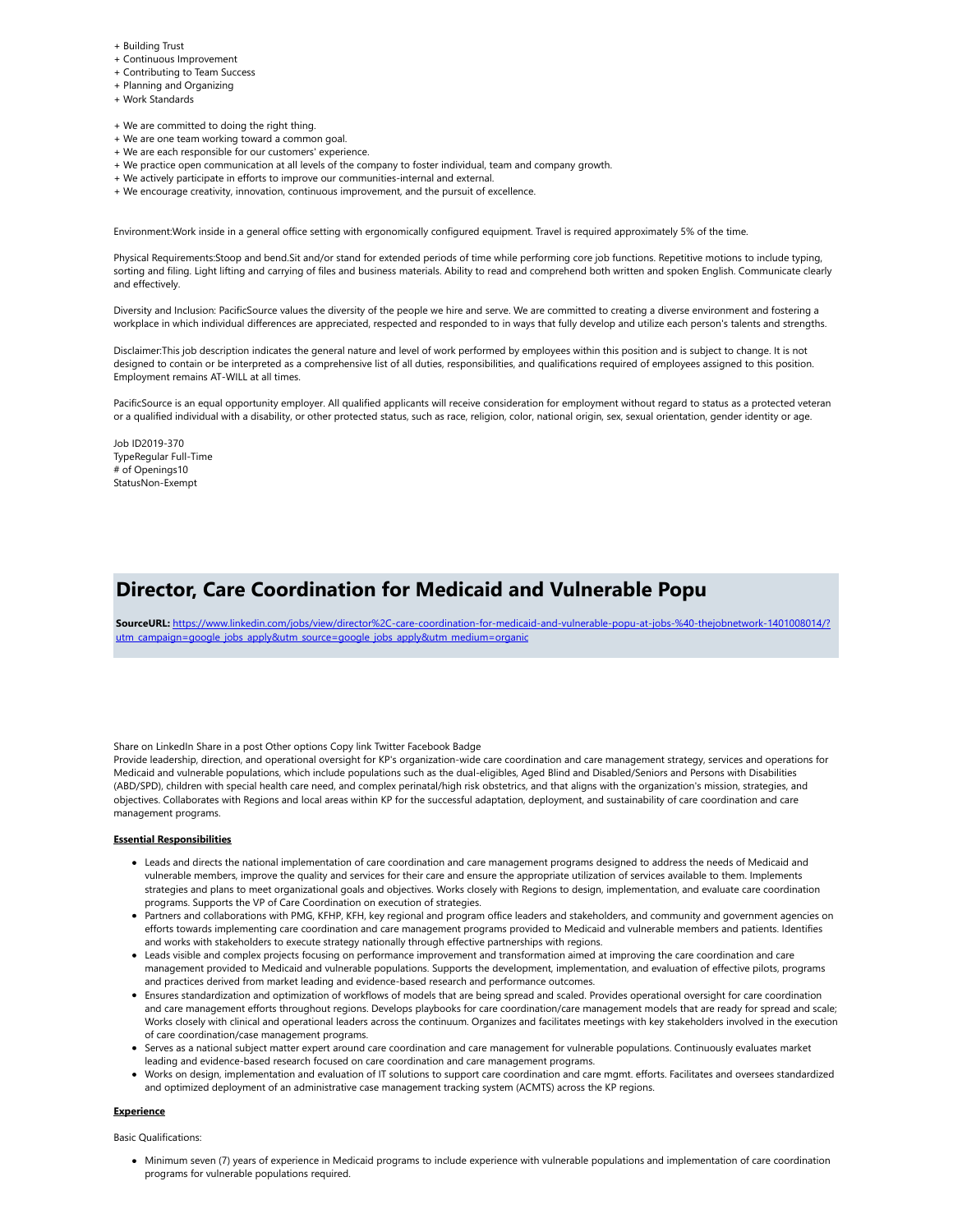+ Building Trust
+ Continuous Improvement
+ Contributing to Team Success
+ Planning and Organizing
+ Work Standards

+ We are committed to doing the right thing.
+ We are one team working toward a common goal.
+ We are each responsible for our customers' experience.
+ We practice open communication at all levels of the company to foster individual, team and company growth.
+ We actively participate in efforts to improve our communities-internal and external.
+ We encourage creativity, innovation, continuous improvement, and the pursuit of excellence.

Environment:Work inside in a general office setting with ergonomically configured equipment. Travel is required approximately 5% of the time.

Physical Requirements:Stoop and bend.Sit and/or stand for extended periods of time while performing core job functions. Repetitive motions to include typing, sorting and filing. Light lifting and carrying of files and business materials. Ability to read and comprehend both written and spoken English. Communicate clearly and effectively.

Diversity and Inclusion: PacificSource values the diversity of the people we hire and serve. We are committed to creating a diverse environment and fostering a workplace in which individual differences are appreciated, respected and responded to in ways that fully develop and utilize each person's talents and strengths.

Disclaimer:This job description indicates the general nature and level of work performed by employees within this position and is subject to change. It is not designed to contain or be interpreted as a comprehensive list of all duties, responsibilities, and qualifications required of employees assigned to this position. Employment remains AT-WILL at all times.

PacificSource is an equal opportunity employer. All qualified applicants will receive consideration for employment without regard to status as a protected veteran or a qualified individual with a disability, or other protected status, such as race, religion, color, national origin, sex, sexual orientation, gender identity or age.

Job ID2019-370
TypeRegular Full-Time
# of Openings10
StatusNon-Exempt

## Director, Care Coordination for Medicaid and Vulnerable Popu

**SourceURL:** https://www.linkedin.com/jobs/view/director%2C-care-coordination-for-medicaid-and-vulnerable-popu-at-jobs-%40-thejobnetwork-1401008014/?utm_campaign=google_jobs_apply&utm_source=google_jobs_apply&utm_medium=organic

Share on LinkedIn Share in a post Other options Copy link Twitter Facebook Badge
Provide leadership, direction, and operational oversight for KP's organization-wide care coordination and care management strategy, services and operations for Medicaid and vulnerable populations, which include populations such as the dual-eligibles, Aged Blind and Disabled/Seniors and Persons with Disabilities (ABD/SPD), children with special health care need, and complex perinatal/high risk obstetrics, and that aligns with the organization's mission, strategies, and objectives. Collaborates with Regions and local areas within KP for the successful adaptation, deployment, and sustainability of care coordination and care management programs.

**Essential Responsibilities**

- Leads and directs the national implementation of care coordination and care management programs designed to address the needs of Medicaid and vulnerable members, improve the quality and services for their care and ensure the appropriate utilization of services available to them. Implements strategies and plans to meet organizational goals and objectives. Works closely with Regions to design, implementation, and evaluate care coordination programs. Supports the VP of Care Coordination on execution of strategies.
- Partners and collaborations with PMG, KFHP, KFH, key regional and program office leaders and stakeholders, and community and government agencies on efforts towards implementing care coordination and care management programs provided to Medicaid and vulnerable members and patients. Identifies and works with stakeholders to execute strategy nationally through effective partnerships with regions.
- Leads visible and complex projects focusing on performance improvement and transformation aimed at improving the care coordination and care management provided to Medicaid and vulnerable populations. Supports the development, implementation, and evaluation of effective pilots, programs and practices derived from market leading and evidence-based research and performance outcomes.
- Ensures standardization and optimization of workflows of models that are being spread and scaled. Provides operational oversight for care coordination and care management efforts throughout regions. Develops playbooks for care coordination/care management models that are ready for spread and scale; Works closely with clinical and operational leaders across the continuum. Organizes and facilitates meetings with key stakeholders involved in the execution of care coordination/case management programs.
- Serves as a national subject matter expert around care coordination and care management for vulnerable populations. Continuously evaluates market leading and evidence-based research focused on care coordination and care management programs.
- Works on design, implementation and evaluation of IT solutions to support care coordination and care mgmt. efforts. Facilitates and oversees standardized and optimized deployment of an administrative case management tracking system (ACMTS) across the KP regions.

**Experience**

Basic Qualifications:

- Minimum seven (7) years of experience in Medicaid programs to include experience with vulnerable populations and implementation of care coordination programs for vulnerable populations required.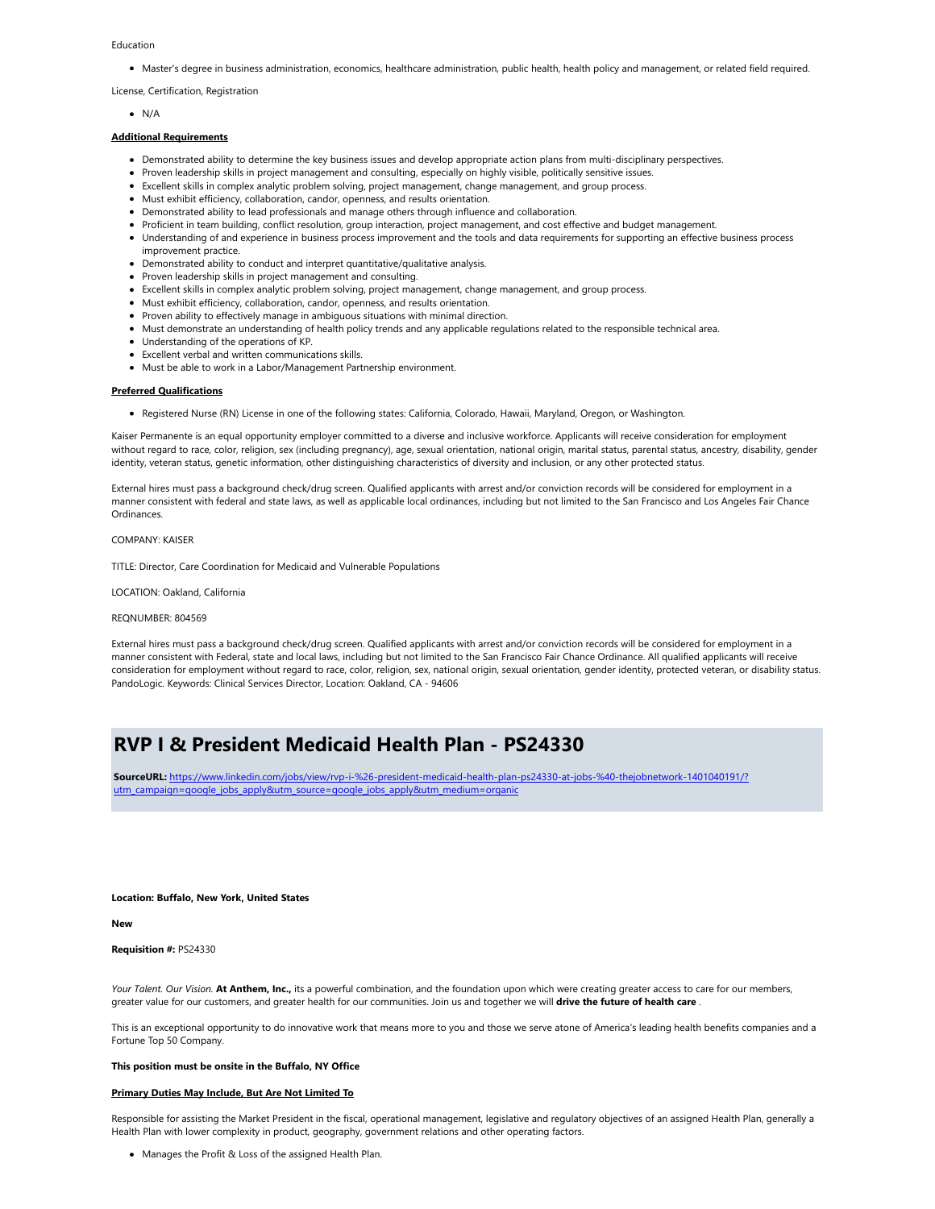Education

- Master's degree in business administration, economics, healthcare administration, public health, health policy and management, or related field required.

License, Certification, Registration

- N/A

**Additional Requirements**

- Demonstrated ability to determine the key business issues and develop appropriate action plans from multi-disciplinary perspectives.
- Proven leadership skills in project management and consulting, especially on highly visible, politically sensitive issues.
- Excellent skills in complex analytic problem solving, project management, change management, and group process.
- Must exhibit efficiency, collaboration, candor, openness, and results orientation.
- Demonstrated ability to lead professionals and manage others through influence and collaboration.
- Proficient in team building, conflict resolution, group interaction, project management, and cost effective and budget management.
- Understanding of and experience in business process improvement and the tools and data requirements for supporting an effective business process improvement practice.
- Demonstrated ability to conduct and interpret quantitative/qualitative analysis.
- Proven leadership skills in project management and consulting.
- Excellent skills in complex analytic problem solving, project management, change management, and group process.
- Must exhibit efficiency, collaboration, candor, openness, and results orientation.
- Proven ability to effectively manage in ambiguous situations with minimal direction.
- Must demonstrate an understanding of health policy trends and any applicable regulations related to the responsible technical area.
- Understanding of the operations of KP.
- Excellent verbal and written communications skills.
- Must be able to work in a Labor/Management Partnership environment.

**Preferred Qualifications**

- Registered Nurse (RN) License in one of the following states: California, Colorado, Hawaii, Maryland, Oregon, or Washington.

Kaiser Permanente is an equal opportunity employer committed to a diverse and inclusive workforce. Applicants will receive consideration for employment without regard to race, color, religion, sex (including pregnancy), age, sexual orientation, national origin, marital status, parental status, ancestry, disability, gender identity, veteran status, genetic information, other distinguishing characteristics of diversity and inclusion, or any other protected status.

External hires must pass a background check/drug screen. Qualified applicants with arrest and/or conviction records will be considered for employment in a manner consistent with federal and state laws, as well as applicable local ordinances, including but not limited to the San Francisco and Los Angeles Fair Chance Ordinances.

COMPANY: KAISER

TITLE: Director, Care Coordination for Medicaid and Vulnerable Populations

LOCATION: Oakland, California

REQNUMBER: 804569

External hires must pass a background check/drug screen. Qualified applicants with arrest and/or conviction records will be considered for employment in a manner consistent with Federal, state and local laws, including but not limited to the San Francisco Fair Chance Ordinance. All qualified applicants will receive consideration for employment without regard to race, color, religion, sex, national origin, sexual orientation, gender identity, protected veteran, or disability status. PandoLogic. Keywords: Clinical Services Director, Location: Oakland, CA - 94606

# RVP I & President Medicaid Health Plan - PS24330

**SourceURL:** https://www.linkedin.com/jobs/view/rvp-i-%26-president-medicaid-health-plan-ps24330-at-jobs-%40-thejobnetwork-1401040191/?utm_campaign=google_jobs_apply&utm_source=google_jobs_apply&utm_medium=organic

**Location: Buffalo, New York, United States**

**New**

**Requisition #:** PS24330

*Your Talent. Our Vision.* **At Anthem, Inc.,** its a powerful combination, and the foundation upon which were creating greater access to care for our members, greater value for our customers, and greater health for our communities. Join us and together we will **drive the future of health care** .

This is an exceptional opportunity to do innovative work that means more to you and those we serve atone of America's leading health benefits companies and a Fortune Top 50 Company.

**This position must be onsite in the Buffalo, NY Office**

**Primary Duties May Include, But Are Not Limited To**

Responsible for assisting the Market President in the fiscal, operational management, legislative and regulatory objectives of an assigned Health Plan, generally a Health Plan with lower complexity in product, geography, government relations and other operating factors.

- Manages the Profit & Loss of the assigned Health Plan.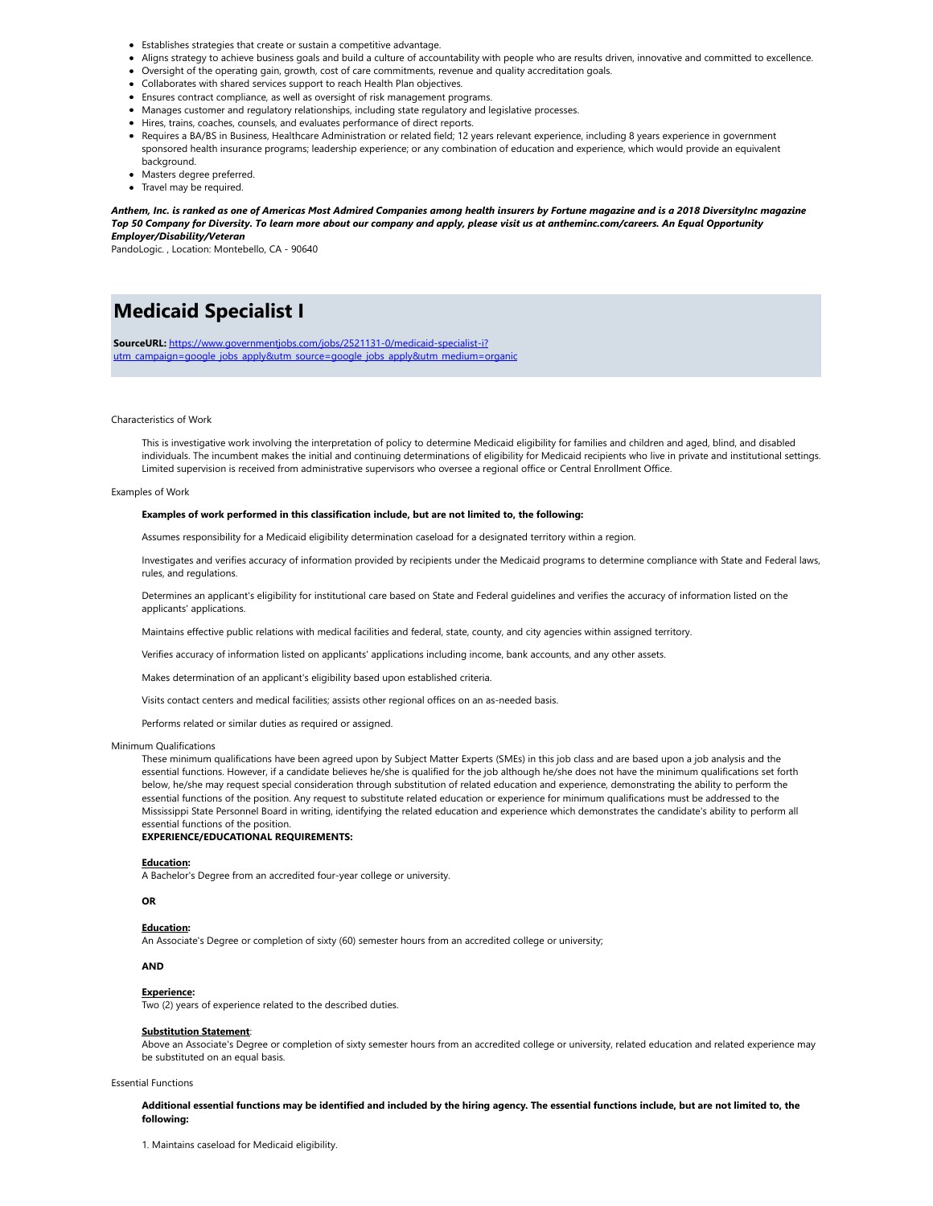- Establishes strategies that create or sustain a competitive advantage.
- Aligns strategy to achieve business goals and build a culture of accountability with people who are results driven, innovative and committed to excellence.
- Oversight of the operating gain, growth, cost of care commitments, revenue and quality accreditation goals.
- Collaborates with shared services support to reach Health Plan objectives.
- Ensures contract compliance, as well as oversight of risk management programs.
- Manages customer and regulatory relationships, including state regulatory and legislative processes.
- Hires, trains, coaches, counsels, and evaluates performance of direct reports.
- Requires a BA/BS in Business, Healthcare Administration or related field; 12 years relevant experience, including 8 years experience in government sponsored health insurance programs; leadership experience; or any combination of education and experience, which would provide an equivalent background.
- Masters degree preferred.
- Travel may be required.

***Anthem, Inc. is ranked as one of Americas Most Admired Companies among health insurers by Fortune magazine and is a 2018 DiversityInc magazine Top 50 Company for Diversity. To learn more about our company and apply, please visit us at antheminc.com/careers. An Equal Opportunity Employer/Disability/Veteran***

PandoLogic. , Location: Montebello, CA - 90640

# Medicaid Specialist I

**SourceURL:** https://www.governmentjobs.com/jobs/2521131-0/medicaid-specialist-i?utm_campaign=google_jobs_apply&utm_source=google_jobs_apply&utm_medium=organic

Characteristics of Work

This is investigative work involving the interpretation of policy to determine Medicaid eligibility for families and children and aged, blind, and disabled individuals. The incumbent makes the initial and continuing determinations of eligibility for Medicaid recipients who live in private and institutional settings. Limited supervision is received from administrative supervisors who oversee a regional office or Central Enrollment Office.

Examples of Work

**Examples of work performed in this classification include, but are not limited to, the following:**

Assumes responsibility for a Medicaid eligibility determination caseload for a designated territory within a region.

Investigates and verifies accuracy of information provided by recipients under the Medicaid programs to determine compliance with State and Federal laws, rules, and regulations.

Determines an applicant's eligibility for institutional care based on State and Federal guidelines and verifies the accuracy of information listed on the applicants' applications.

Maintains effective public relations with medical facilities and federal, state, county, and city agencies within assigned territory.

Verifies accuracy of information listed on applicants' applications including income, bank accounts, and any other assets.

Makes determination of an applicant's eligibility based upon established criteria.

Visits contact centers and medical facilities; assists other regional offices on an as-needed basis.

Performs related or similar duties as required or assigned.

Minimum Qualifications

These minimum qualifications have been agreed upon by Subject Matter Experts (SMEs) in this job class and are based upon a job analysis and the essential functions. However, if a candidate believes he/she is qualified for the job although he/she does not have the minimum qualifications set forth below, he/she may request special consideration through substitution of related education and experience, demonstrating the ability to perform the essential functions of the position. Any request to substitute related education or experience for minimum qualifications must be addressed to the Mississippi State Personnel Board in writing, identifying the related education and experience which demonstrates the candidate's ability to perform all essential functions of the position.

**EXPERIENCE/EDUCATIONAL REQUIREMENTS:**

**Education:**
A Bachelor's Degree from an accredited four-year college or university.

**OR**

**Education:**
An Associate's Degree or completion of sixty (60) semester hours from an accredited college or university;

**AND**

**Experience:**
Two (2) years of experience related to the described duties.

**Substitution Statement**:
Above an Associate's Degree or completion of sixty semester hours from an accredited college or university, related education and related experience may be substituted on an equal basis.

Essential Functions

**Additional essential functions may be identified and included by the hiring agency. The essential functions include, but are not limited to, the following:**

1. Maintains caseload for Medicaid eligibility.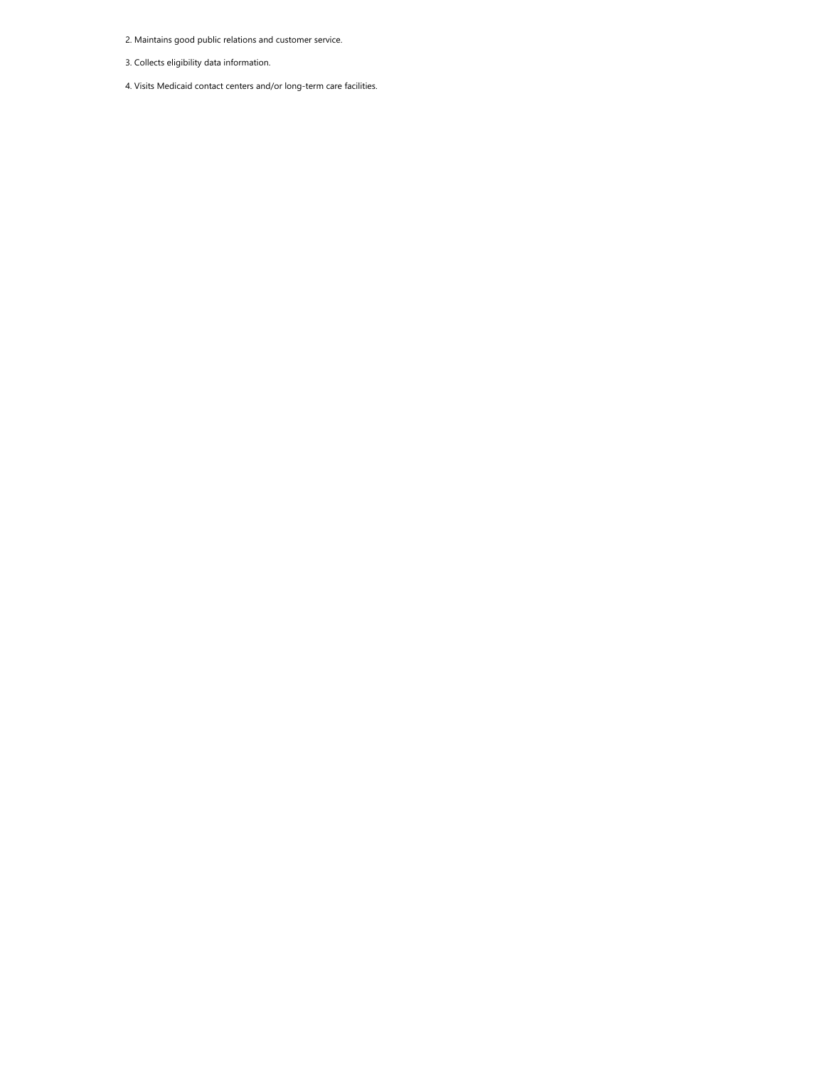2. Maintains good public relations and customer service.

3. Collects eligibility data information.

4. Visits Medicaid contact centers and/or long-term care facilities.